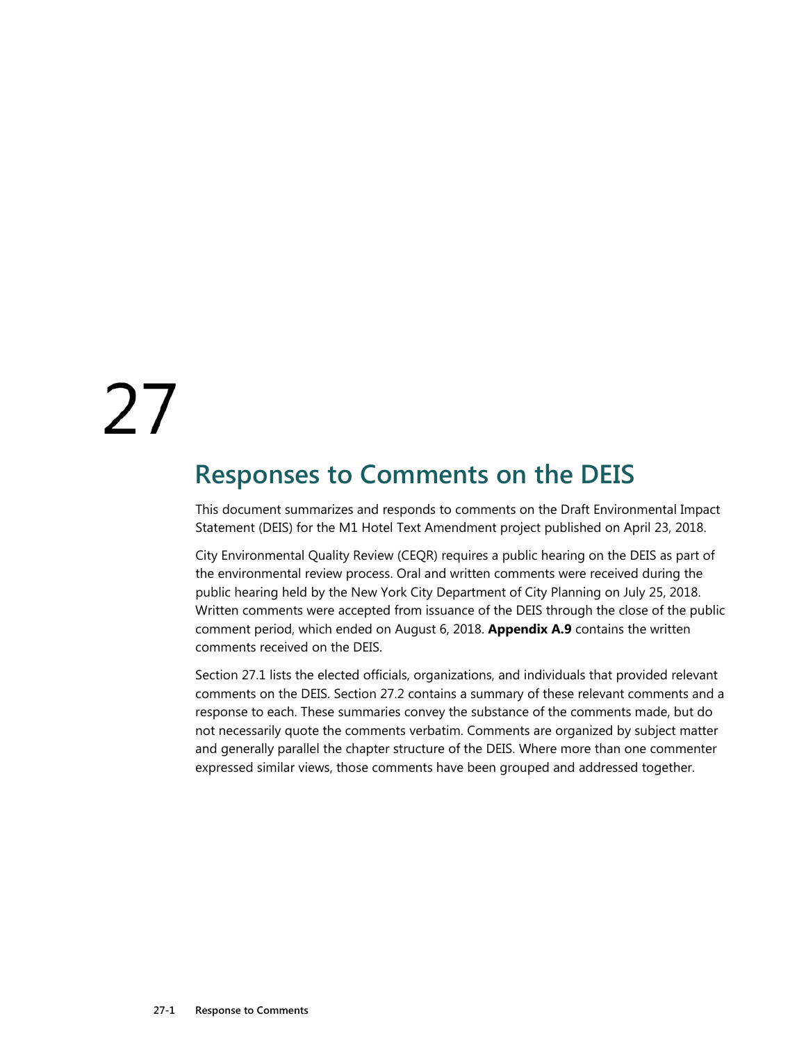# 27

## Responses to Comments on the DEIS

This document summarizes and responds to comments on the Draft Environmental Impact Statement (DEIS) for the M1 Hotel Text Amendment project published on April 23, 2018.

City Environmental Quality Review (CEQR) requires a public hearing on the DEIS as part of the environmental review process. Oral and written comments were received during the public hearing held by the New York City Department of City Planning on July 25, 2018. Written comments were accepted from issuance of the DEIS through the close of the public comment period, which ended on August 6, 2018. **Appendix A.9** contains the written comments received on the DEIS.

Section 27.1 lists the elected officials, organizations, and individuals that provided relevant comments on the DEIS. Section 27.2 contains a summary of these relevant comments and a response to each. These summaries convey the substance of the comments made, but do not necessarily quote the comments verbatim. Comments are organized by subject matter and generally parallel the chapter structure of the DEIS. Where more than one commenter expressed similar views, those comments have been grouped and addressed together.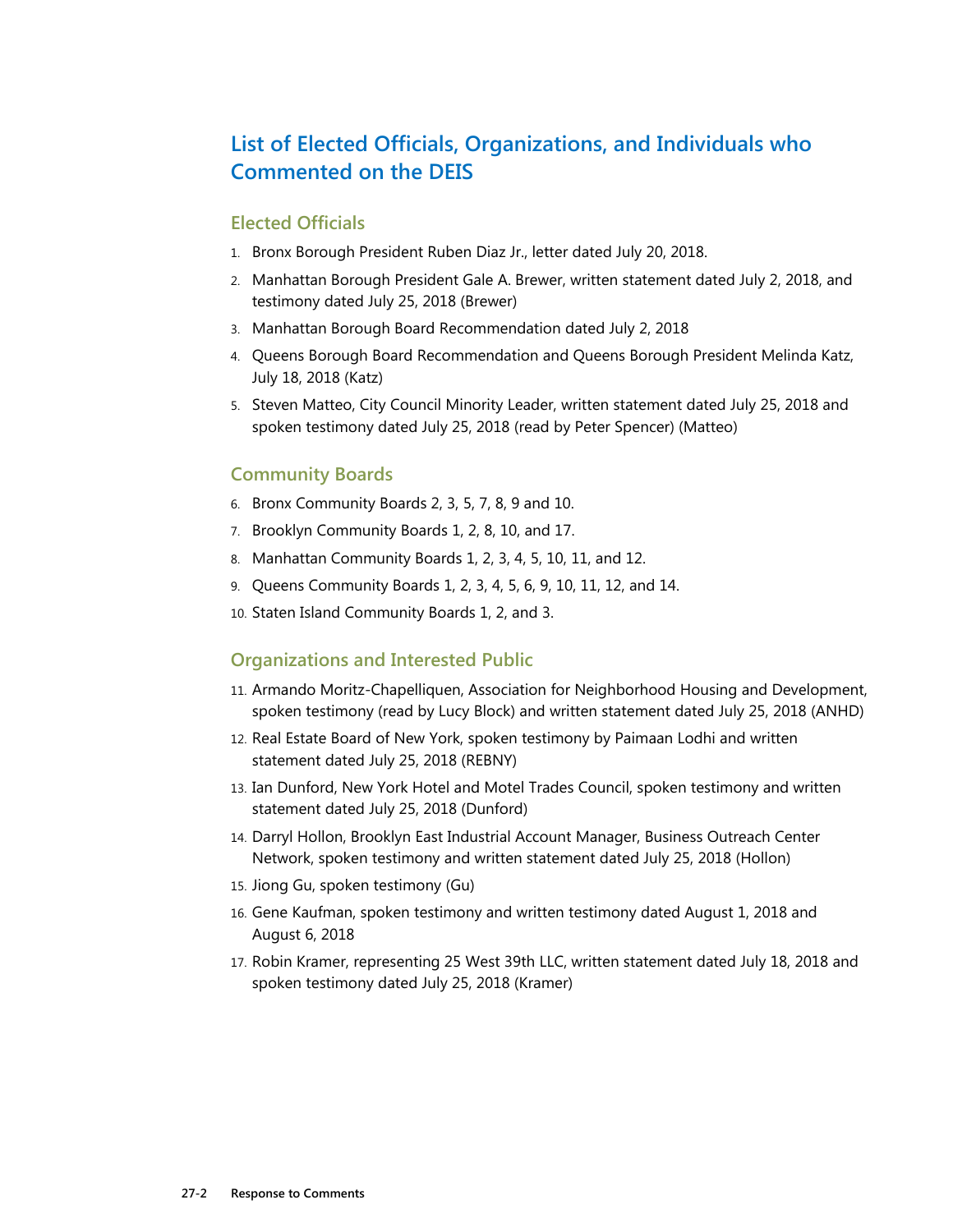## List of Elected Officials, Organizations, and Individuals who Commented on the DEIS

### Elected Officials

1. Bronx Borough President Ruben Diaz Jr., letter dated July 20, 2018.
2. Manhattan Borough President Gale A. Brewer, written statement dated July 2, 2018, and testimony dated July 25, 2018 (Brewer)
3. Manhattan Borough Board Recommendation dated July 2, 2018
4. Queens Borough Board Recommendation and Queens Borough President Melinda Katz, July 18, 2018 (Katz)
5. Steven Matteo, City Council Minority Leader, written statement dated July 25, 2018 and spoken testimony dated July 25, 2018 (read by Peter Spencer) (Matteo)

### Community Boards

6. Bronx Community Boards 2, 3, 5, 7, 8, 9 and 10.
7. Brooklyn Community Boards 1, 2, 8, 10, and 17.
8. Manhattan Community Boards 1, 2, 3, 4, 5, 10, 11, and 12.
9. Queens Community Boards 1, 2, 3, 4, 5, 6, 9, 10, 11, 12, and 14.
10. Staten Island Community Boards 1, 2, and 3.

### Organizations and Interested Public

11. Armando Moritz-Chapelliquen, Association for Neighborhood Housing and Development, spoken testimony (read by Lucy Block) and written statement dated July 25, 2018 (ANHD)
12. Real Estate Board of New York, spoken testimony by Paimaan Lodhi and written statement dated July 25, 2018 (REBNY)
13. Ian Dunford, New York Hotel and Motel Trades Council, spoken testimony and written statement dated July 25, 2018 (Dunford)
14. Darryl Hollon, Brooklyn East Industrial Account Manager, Business Outreach Center Network, spoken testimony and written statement dated July 25, 2018 (Hollon)
15. Jiong Gu, spoken testimony (Gu)
16. Gene Kaufman, spoken testimony and written testimony dated August 1, 2018 and August 6, 2018
17. Robin Kramer, representing 25 West 39th LLC, written statement dated July 18, 2018 and spoken testimony dated July 25, 2018 (Kramer)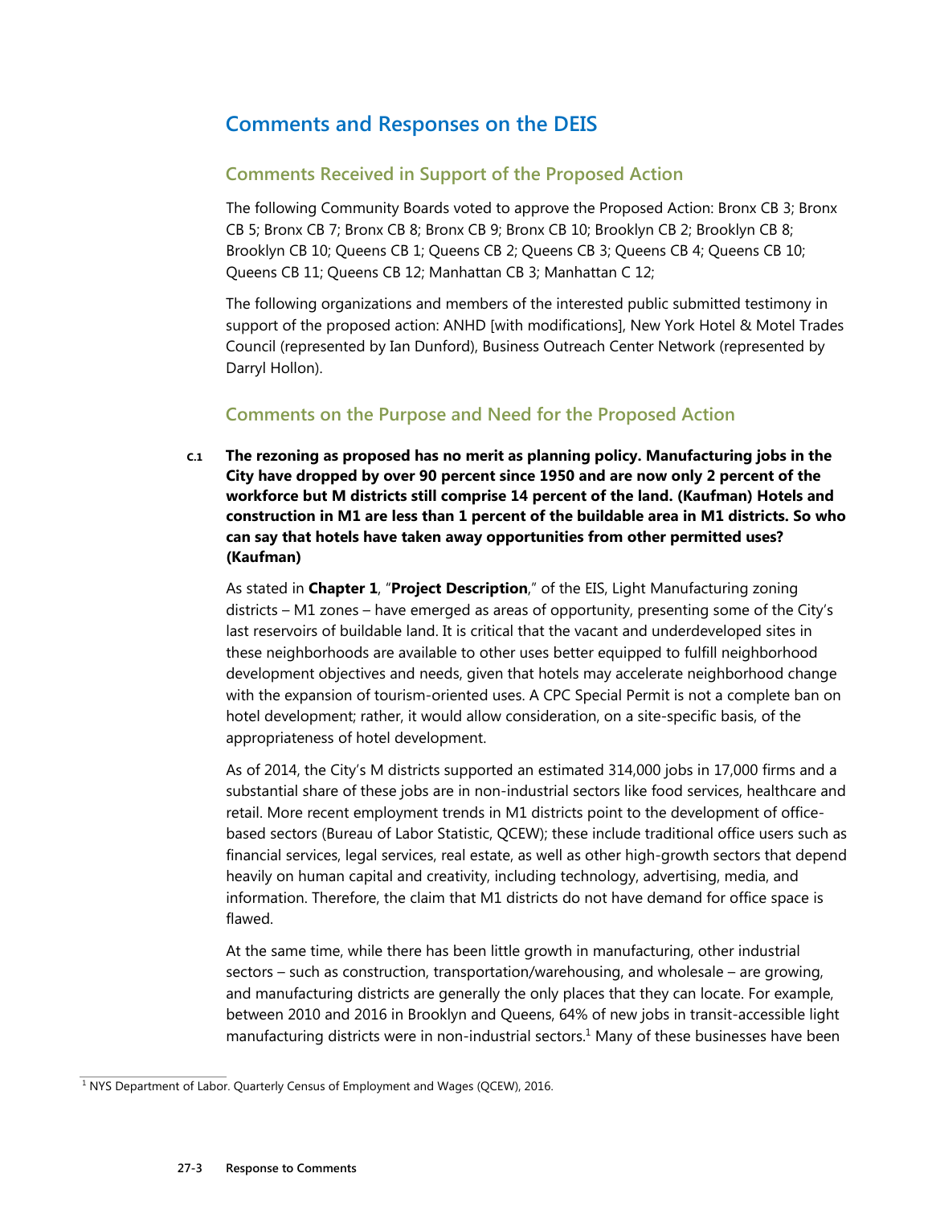# Comments and Responses on the DEIS

## Comments Received in Support of the Proposed Action

The following Community Boards voted to approve the Proposed Action: Bronx CB 3; Bronx CB 5; Bronx CB 7; Bronx CB 8; Bronx CB 9; Bronx CB 10; Brooklyn CB 2; Brooklyn CB 8; Brooklyn CB 10; Queens CB 1; Queens CB 2; Queens CB 3; Queens CB 4; Queens CB 10; Queens CB 11; Queens CB 12; Manhattan CB 3; Manhattan C 12;

The following organizations and members of the interested public submitted testimony in support of the proposed action: ANHD [with modifications], New York Hotel & Motel Trades Council (represented by Ian Dunford), Business Outreach Center Network (represented by Darryl Hollon).

## Comments on the Purpose and Need for the Proposed Action

C.1 **The rezoning as proposed has no merit as planning policy. Manufacturing jobs in the City have dropped by over 90 percent since 1950 and are now only 2 percent of the workforce but M districts still comprise 14 percent of the land. (Kaufman) Hotels and construction in M1 are less than 1 percent of the buildable area in M1 districts. So who can say that hotels have taken away opportunities from other permitted uses? (Kaufman)**

As stated in **Chapter 1**, "**Project Description**," of the EIS, Light Manufacturing zoning districts – M1 zones – have emerged as areas of opportunity, presenting some of the City's last reservoirs of buildable land. It is critical that the vacant and underdeveloped sites in these neighborhoods are available to other uses better equipped to fulfill neighborhood development objectives and needs, given that hotels may accelerate neighborhood change with the expansion of tourism-oriented uses. A CPC Special Permit is not a complete ban on hotel development; rather, it would allow consideration, on a site-specific basis, of the appropriateness of hotel development.

As of 2014, the City's M districts supported an estimated 314,000 jobs in 17,000 firms and a substantial share of these jobs are in non-industrial sectors like food services, healthcare and retail. More recent employment trends in M1 districts point to the development of office-based sectors (Bureau of Labor Statistic, QCEW); these include traditional office users such as financial services, legal services, real estate, as well as other high-growth sectors that depend heavily on human capital and creativity, including technology, advertising, media, and information. Therefore, the claim that M1 districts do not have demand for office space is flawed.

At the same time, while there has been little growth in manufacturing, other industrial sectors – such as construction, transportation/warehousing, and wholesale – are growing, and manufacturing districts are generally the only places that they can locate. For example, between 2010 and 2016 in Brooklyn and Queens, 64% of new jobs in transit-accessible light manufacturing districts were in non-industrial sectors.[1] Many of these businesses have been

[1] NYS Department of Labor. Quarterly Census of Employment and Wages (QCEW), 2016.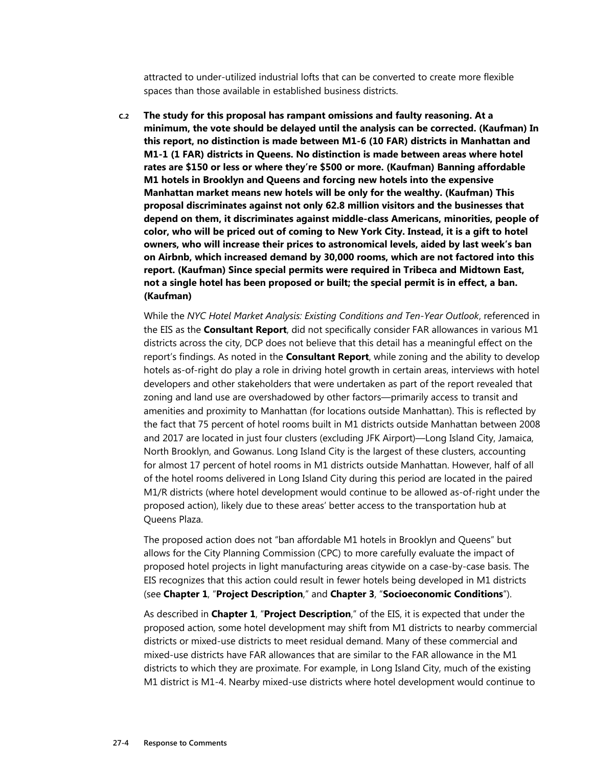attracted to under-utilized industrial lofts that can be converted to create more flexible spaces than those available in established business districts.

**C.2 The study for this proposal has rampant omissions and faulty reasoning. At a minimum, the vote should be delayed until the analysis can be corrected. (Kaufman) In this report, no distinction is made between M1-6 (10 FAR) districts in Manhattan and M1-1 (1 FAR) districts in Queens. No distinction is made between areas where hotel rates are $150 or less or where they're $500 or more. (Kaufman) Banning affordable M1 hotels in Brooklyn and Queens and forcing new hotels into the expensive Manhattan market means new hotels will be only for the wealthy. (Kaufman) This proposal discriminates against not only 62.8 million visitors and the businesses that depend on them, it discriminates against middle-class Americans, minorities, people of color, who will be priced out of coming to New York City. Instead, it is a gift to hotel owners, who will increase their prices to astronomical levels, aided by last week's ban on Airbnb, which increased demand by 30,000 rooms, which are not factored into this report. (Kaufman) Since special permits were required in Tribeca and Midtown East, not a single hotel has been proposed or built; the special permit is in effect, a ban. (Kaufman)**

While the *NYC Hotel Market Analysis: Existing Conditions and Ten-Year Outlook*, referenced in the EIS as the **Consultant Report**, did not specifically consider FAR allowances in various M1 districts across the city, DCP does not believe that this detail has a meaningful effect on the report's findings. As noted in the **Consultant Report**, while zoning and the ability to develop hotels as-of-right do play a role in driving hotel growth in certain areas, interviews with hotel developers and other stakeholders that were undertaken as part of the report revealed that zoning and land use are overshadowed by other factors—primarily access to transit and amenities and proximity to Manhattan (for locations outside Manhattan). This is reflected by the fact that 75 percent of hotel rooms built in M1 districts outside Manhattan between 2008 and 2017 are located in just four clusters (excluding JFK Airport)—Long Island City, Jamaica, North Brooklyn, and Gowanus. Long Island City is the largest of these clusters, accounting for almost 17 percent of hotel rooms in M1 districts outside Manhattan. However, half of all of the hotel rooms delivered in Long Island City during this period are located in the paired M1/R districts (where hotel development would continue to be allowed as-of-right under the proposed action), likely due to these areas' better access to the transportation hub at Queens Plaza.

The proposed action does not "ban affordable M1 hotels in Brooklyn and Queens" but allows for the City Planning Commission (CPC) to more carefully evaluate the impact of proposed hotel projects in light manufacturing areas citywide on a case-by-case basis. The EIS recognizes that this action could result in fewer hotels being developed in M1 districts (see **Chapter 1**, "**Project Description**," and **Chapter 3**, "**Socioeconomic Conditions**").

As described in **Chapter 1**, "**Project Description**," of the EIS, it is expected that under the proposed action, some hotel development may shift from M1 districts to nearby commercial districts or mixed-use districts to meet residual demand. Many of these commercial and mixed-use districts have FAR allowances that are similar to the FAR allowance in the M1 districts to which they are proximate. For example, in Long Island City, much of the existing M1 district is M1-4. Nearby mixed-use districts where hotel development would continue to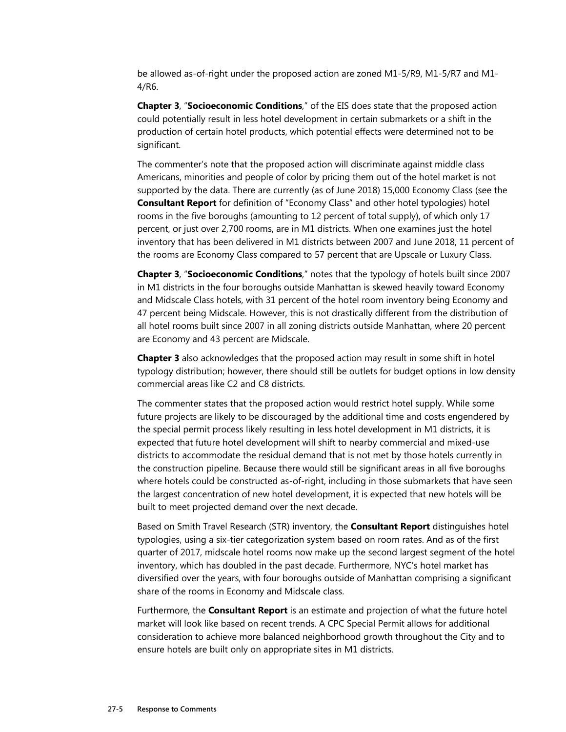be allowed as-of-right under the proposed action are zoned M1-5/R9, M1-5/R7 and M1-4/R6.

**Chapter 3**, "**Socioeconomic Conditions**," of the EIS does state that the proposed action could potentially result in less hotel development in certain submarkets or a shift in the production of certain hotel products, which potential effects were determined not to be significant.

The commenter's note that the proposed action will discriminate against middle class Americans, minorities and people of color by pricing them out of the hotel market is not supported by the data. There are currently (as of June 2018) 15,000 Economy Class (see the **Consultant Report** for definition of "Economy Class" and other hotel typologies) hotel rooms in the five boroughs (amounting to 12 percent of total supply), of which only 17 percent, or just over 2,700 rooms, are in M1 districts. When one examines just the hotel inventory that has been delivered in M1 districts between 2007 and June 2018, 11 percent of the rooms are Economy Class compared to 57 percent that are Upscale or Luxury Class.

**Chapter 3**, "**Socioeconomic Conditions**," notes that the typology of hotels built since 2007 in M1 districts in the four boroughs outside Manhattan is skewed heavily toward Economy and Midscale Class hotels, with 31 percent of the hotel room inventory being Economy and 47 percent being Midscale. However, this is not drastically different from the distribution of all hotel rooms built since 2007 in all zoning districts outside Manhattan, where 20 percent are Economy and 43 percent are Midscale.

**Chapter 3** also acknowledges that the proposed action may result in some shift in hotel typology distribution; however, there should still be outlets for budget options in low density commercial areas like C2 and C8 districts.

The commenter states that the proposed action would restrict hotel supply. While some future projects are likely to be discouraged by the additional time and costs engendered by the special permit process likely resulting in less hotel development in M1 districts, it is expected that future hotel development will shift to nearby commercial and mixed-use districts to accommodate the residual demand that is not met by those hotels currently in the construction pipeline. Because there would still be significant areas in all five boroughs where hotels could be constructed as-of-right, including in those submarkets that have seen the largest concentration of new hotel development, it is expected that new hotels will be built to meet projected demand over the next decade.

Based on Smith Travel Research (STR) inventory, the **Consultant Report** distinguishes hotel typologies, using a six-tier categorization system based on room rates. And as of the first quarter of 2017, midscale hotel rooms now make up the second largest segment of the hotel inventory, which has doubled in the past decade. Furthermore, NYC's hotel market has diversified over the years, with four boroughs outside of Manhattan comprising a significant share of the rooms in Economy and Midscale class.

Furthermore, the **Consultant Report** is an estimate and projection of what the future hotel market will look like based on recent trends. A CPC Special Permit allows for additional consideration to achieve more balanced neighborhood growth throughout the City and to ensure hotels are built only on appropriate sites in M1 districts.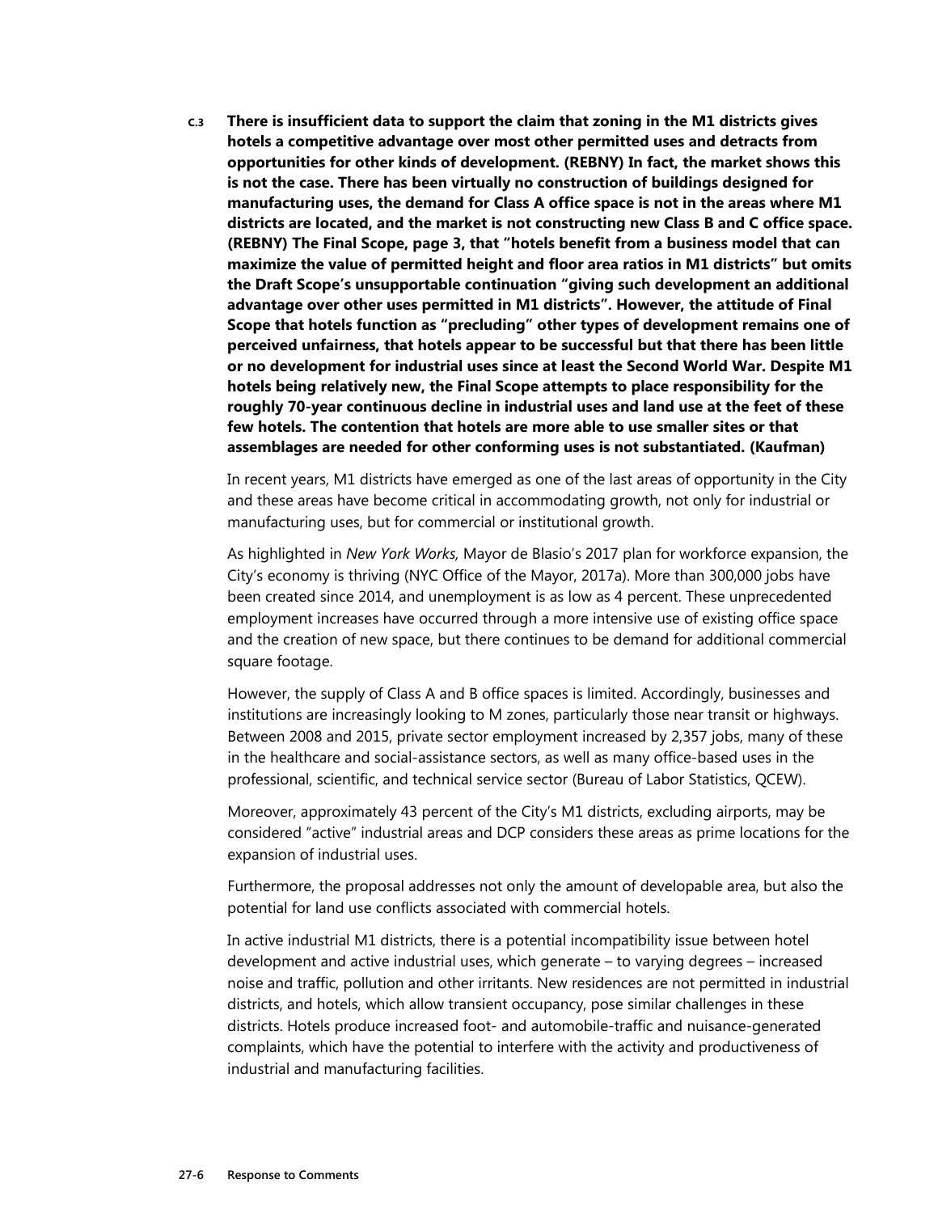**C.3 There is insufficient data to support the claim that zoning in the M1 districts gives hotels a competitive advantage over most other permitted uses and detracts from opportunities for other kinds of development. (REBNY) In fact, the market shows this is not the case. There has been virtually no construction of buildings designed for manufacturing uses, the demand for Class A office space is not in the areas where M1 districts are located, and the market is not constructing new Class B and C office space. (REBNY) The Final Scope, page 3, that "hotels benefit from a business model that can maximize the value of permitted height and floor area ratios in M1 districts" but omits the Draft Scope's unsupportable continuation "giving such development an additional advantage over other uses permitted in M1 districts". However, the attitude of Final Scope that hotels function as "precluding" other types of development remains one of perceived unfairness, that hotels appear to be successful but that there has been little or no development for industrial uses since at least the Second World War. Despite M1 hotels being relatively new, the Final Scope attempts to place responsibility for the roughly 70-year continuous decline in industrial uses and land use at the feet of these few hotels. The contention that hotels are more able to use smaller sites or that assemblages are needed for other conforming uses is not substantiated. (Kaufman)**

In recent years, M1 districts have emerged as one of the last areas of opportunity in the City and these areas have become critical in accommodating growth, not only for industrial or manufacturing uses, but for commercial or institutional growth.

As highlighted in *New York Works,* Mayor de Blasio's 2017 plan for workforce expansion, the City's economy is thriving (NYC Office of the Mayor, 2017a). More than 300,000 jobs have been created since 2014, and unemployment is as low as 4 percent. These unprecedented employment increases have occurred through a more intensive use of existing office space and the creation of new space, but there continues to be demand for additional commercial square footage.

However, the supply of Class A and B office spaces is limited. Accordingly, businesses and institutions are increasingly looking to M zones, particularly those near transit or highways. Between 2008 and 2015, private sector employment increased by 2,357 jobs, many of these in the healthcare and social-assistance sectors, as well as many office-based uses in the professional, scientific, and technical service sector (Bureau of Labor Statistics, QCEW).

Moreover, approximately 43 percent of the City's M1 districts, excluding airports, may be considered "active" industrial areas and DCP considers these areas as prime locations for the expansion of industrial uses.

Furthermore, the proposal addresses not only the amount of developable area, but also the potential for land use conflicts associated with commercial hotels.

In active industrial M1 districts, there is a potential incompatibility issue between hotel development and active industrial uses, which generate – to varying degrees – increased noise and traffic, pollution and other irritants. New residences are not permitted in industrial districts, and hotels, which allow transient occupancy, pose similar challenges in these districts. Hotels produce increased foot- and automobile-traffic and nuisance-generated complaints, which have the potential to interfere with the activity and productiveness of industrial and manufacturing facilities.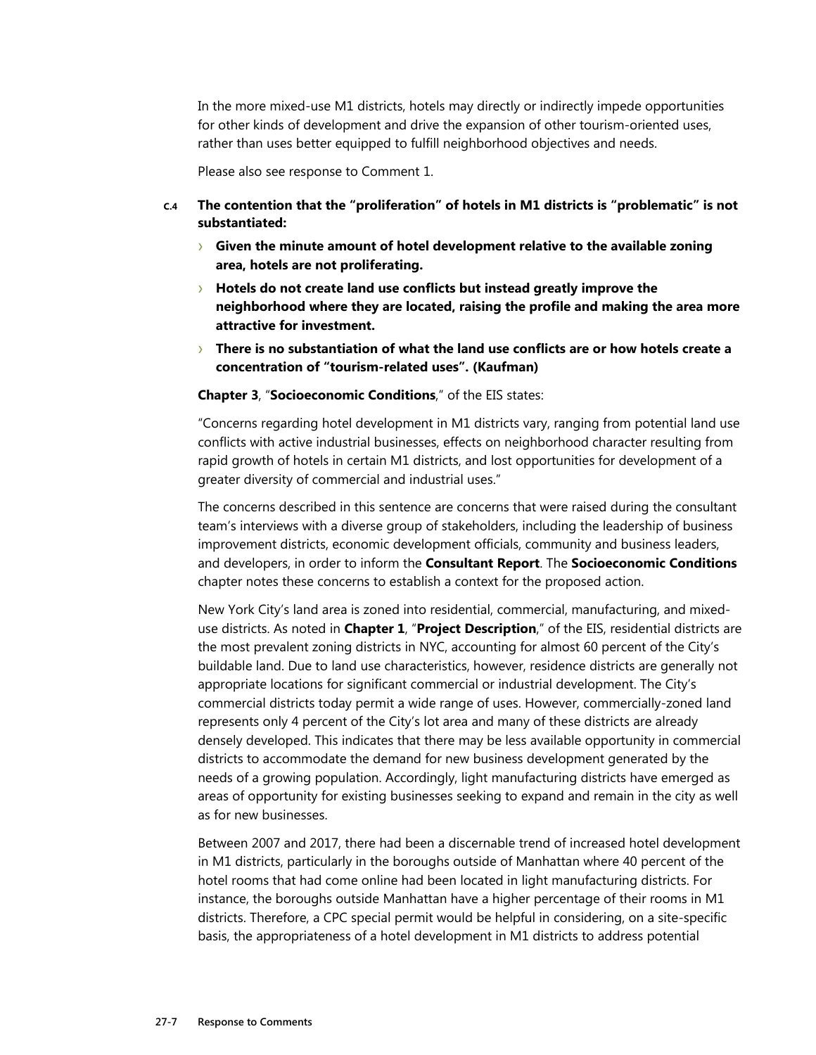In the more mixed-use M1 districts, hotels may directly or indirectly impede opportunities for other kinds of development and drive the expansion of other tourism-oriented uses, rather than uses better equipped to fulfill neighborhood objectives and needs.

Please also see response to Comment 1.

**C.4 The contention that the "proliferation" of hotels in M1 districts is "problematic" is not substantiated:**

- **Given the minute amount of hotel development relative to the available zoning area, hotels are not proliferating.**
- **Hotels do not create land use conflicts but instead greatly improve the neighborhood where they are located, raising the profile and making the area more attractive for investment.**
- **There is no substantiation of what the land use conflicts are or how hotels create a concentration of "tourism-related uses". (Kaufman)**

**Chapter 3**, "**Socioeconomic Conditions**," of the EIS states:

"Concerns regarding hotel development in M1 districts vary, ranging from potential land use conflicts with active industrial businesses, effects on neighborhood character resulting from rapid growth of hotels in certain M1 districts, and lost opportunities for development of a greater diversity of commercial and industrial uses."

The concerns described in this sentence are concerns that were raised during the consultant team's interviews with a diverse group of stakeholders, including the leadership of business improvement districts, economic development officials, community and business leaders, and developers, in order to inform the **Consultant Report**. The **Socioeconomic Conditions** chapter notes these concerns to establish a context for the proposed action.

New York City's land area is zoned into residential, commercial, manufacturing, and mixed-use districts. As noted in **Chapter 1**, "**Project Description**," of the EIS, residential districts are the most prevalent zoning districts in NYC, accounting for almost 60 percent of the City's buildable land. Due to land use characteristics, however, residence districts are generally not appropriate locations for significant commercial or industrial development. The City's commercial districts today permit a wide range of uses. However, commercially-zoned land represents only 4 percent of the City's lot area and many of these districts are already densely developed. This indicates that there may be less available opportunity in commercial districts to accommodate the demand for new business development generated by the needs of a growing population. Accordingly, light manufacturing districts have emerged as areas of opportunity for existing businesses seeking to expand and remain in the city as well as for new businesses.

Between 2007 and 2017, there had been a discernable trend of increased hotel development in M1 districts, particularly in the boroughs outside of Manhattan where 40 percent of the hotel rooms that had come online had been located in light manufacturing districts. For instance, the boroughs outside Manhattan have a higher percentage of their rooms in M1 districts. Therefore, a CPC special permit would be helpful in considering, on a site-specific basis, the appropriateness of a hotel development in M1 districts to address potential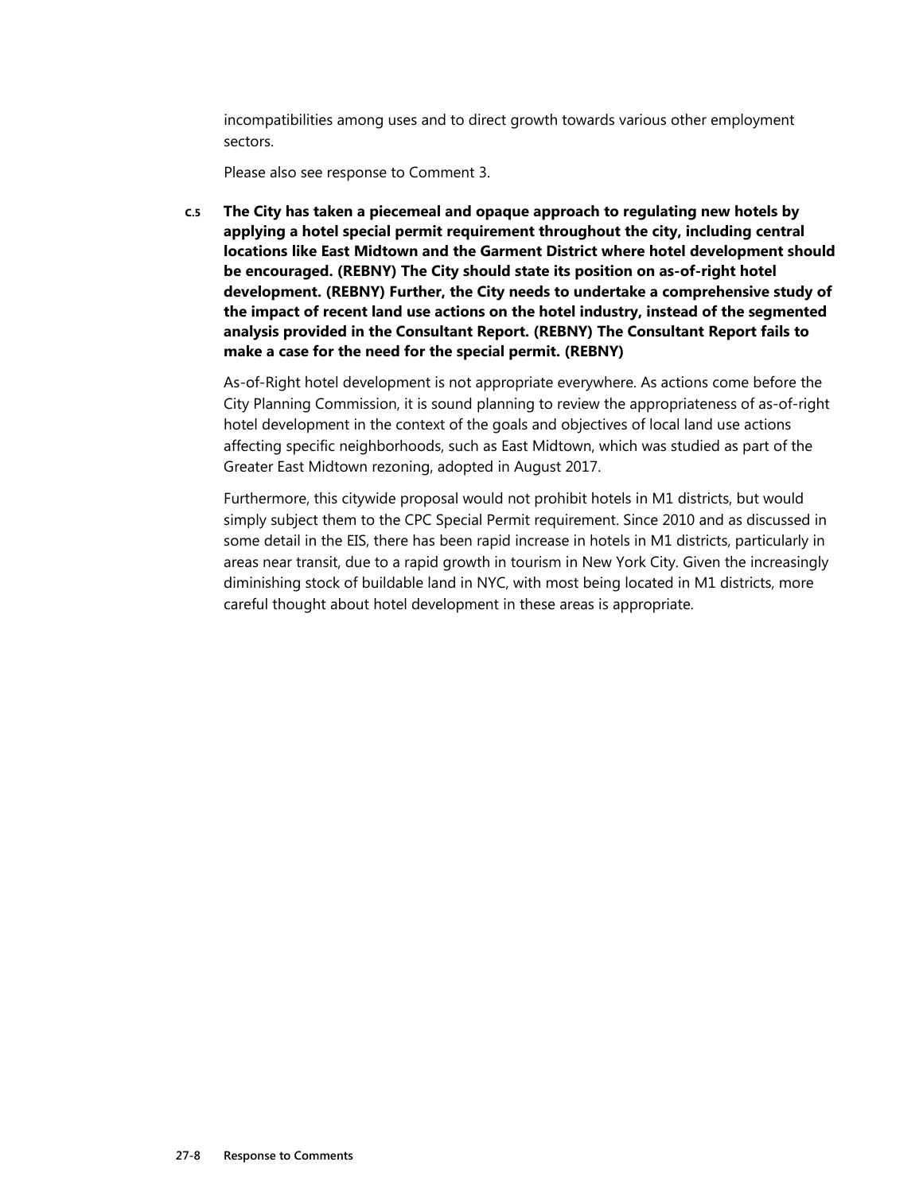incompatibilities among uses and to direct growth towards various other employment sectors.

Please also see response to Comment 3.

C.5 **The City has taken a piecemeal and opaque approach to regulating new hotels by applying a hotel special permit requirement throughout the city, including central locations like East Midtown and the Garment District where hotel development should be encouraged. (REBNY) The City should state its position on as-of-right hotel development. (REBNY) Further, the City needs to undertake a comprehensive study of the impact of recent land use actions on the hotel industry, instead of the segmented analysis provided in the Consultant Report. (REBNY) The Consultant Report fails to make a case for the need for the special permit. (REBNY)**

As-of-Right hotel development is not appropriate everywhere. As actions come before the City Planning Commission, it is sound planning to review the appropriateness of as-of-right hotel development in the context of the goals and objectives of local land use actions affecting specific neighborhoods, such as East Midtown, which was studied as part of the Greater East Midtown rezoning, adopted in August 2017.

Furthermore, this citywide proposal would not prohibit hotels in M1 districts, but would simply subject them to the CPC Special Permit requirement. Since 2010 and as discussed in some detail in the EIS, there has been rapid increase in hotels in M1 districts, particularly in areas near transit, due to a rapid growth in tourism in New York City. Given the increasingly diminishing stock of buildable land in NYC, with most being located in M1 districts, more careful thought about hotel development in these areas is appropriate.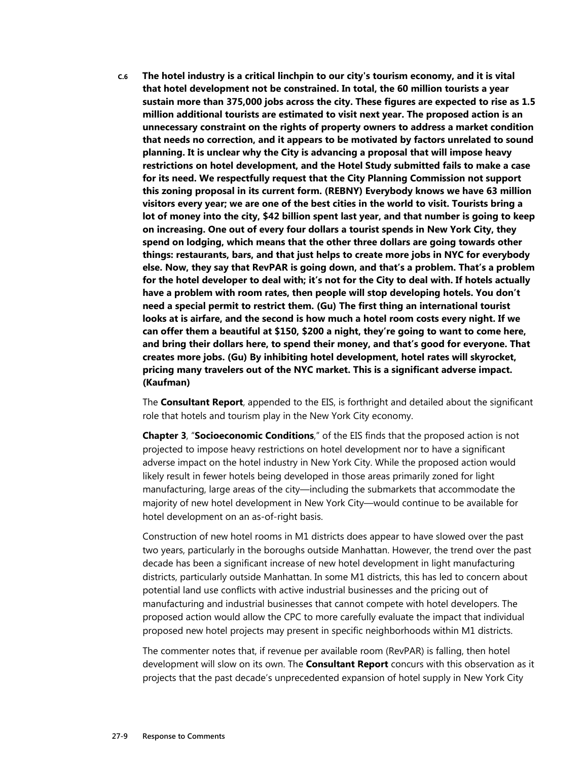**C.6** **The hotel industry is a critical linchpin to our city's tourism economy, and it is vital that hotel development not be constrained. In total, the 60 million tourists a year sustain more than 375,000 jobs across the city. These figures are expected to rise as 1.5 million additional tourists are estimated to visit next year. The proposed action is an unnecessary constraint on the rights of property owners to address a market condition that needs no correction, and it appears to be motivated by factors unrelated to sound planning. It is unclear why the City is advancing a proposal that will impose heavy restrictions on hotel development, and the Hotel Study submitted fails to make a case for its need. We respectfully request that the City Planning Commission not support this zoning proposal in its current form. (REBNY) Everybody knows we have 63 million visitors every year; we are one of the best cities in the world to visit. Tourists bring a lot of money into the city, $42 billion spent last year, and that number is going to keep on increasing. One out of every four dollars a tourist spends in New York City, they spend on lodging, which means that the other three dollars are going towards other things: restaurants, bars, and that just helps to create more jobs in NYC for everybody else. Now, they say that RevPAR is going down, and that's a problem. That's a problem for the hotel developer to deal with; it's not for the City to deal with. If hotels actually have a problem with room rates, then people will stop developing hotels. You don't need a special permit to restrict them. (Gu) The first thing an international tourist looks at is airfare, and the second is how much a hotel room costs every night. If we can offer them a beautiful at $150, $200 a night, they're going to want to come here, and bring their dollars here, to spend their money, and that's good for everyone. That creates more jobs. (Gu) By inhibiting hotel development, hotel rates will skyrocket, pricing many travelers out of the NYC market. This is a significant adverse impact. (Kaufman)**

The **Consultant Report**, appended to the EIS, is forthright and detailed about the significant role that hotels and tourism play in the New York City economy.

**Chapter 3**, "**Socioeconomic Conditions**," of the EIS finds that the proposed action is not projected to impose heavy restrictions on hotel development nor to have a significant adverse impact on the hotel industry in New York City. While the proposed action would likely result in fewer hotels being developed in those areas primarily zoned for light manufacturing, large areas of the city—including the submarkets that accommodate the majority of new hotel development in New York City—would continue to be available for hotel development on an as-of-right basis.

Construction of new hotel rooms in M1 districts does appear to have slowed over the past two years, particularly in the boroughs outside Manhattan. However, the trend over the past decade has been a significant increase of new hotel development in light manufacturing districts, particularly outside Manhattan. In some M1 districts, this has led to concern about potential land use conflicts with active industrial businesses and the pricing out of manufacturing and industrial businesses that cannot compete with hotel developers. The proposed action would allow the CPC to more carefully evaluate the impact that individual proposed new hotel projects may present in specific neighborhoods within M1 districts.

The commenter notes that, if revenue per available room (RevPAR) is falling, then hotel development will slow on its own. The **Consultant Report** concurs with this observation as it projects that the past decade's unprecedented expansion of hotel supply in New York City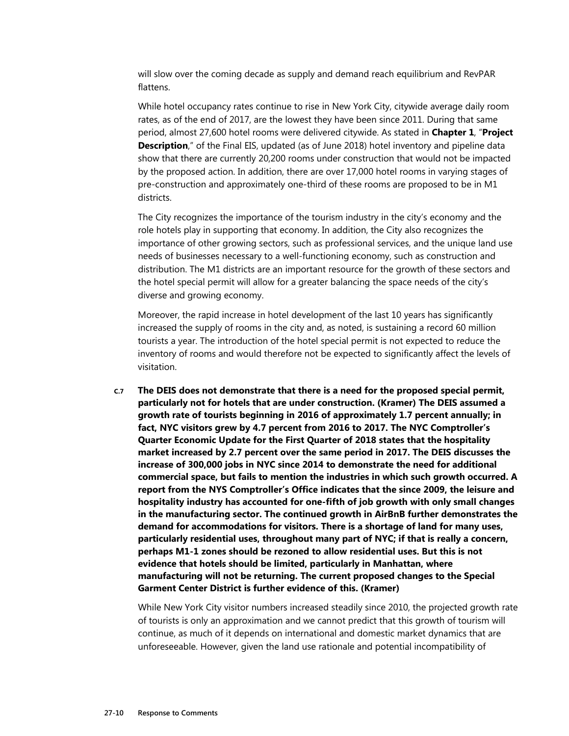will slow over the coming decade as supply and demand reach equilibrium and RevPAR flattens.

While hotel occupancy rates continue to rise in New York City, citywide average daily room rates, as of the end of 2017, are the lowest they have been since 2011. During that same period, almost 27,600 hotel rooms were delivered citywide. As stated in **Chapter 1**, "**Project Description**," of the Final EIS, updated (as of June 2018) hotel inventory and pipeline data show that there are currently 20,200 rooms under construction that would not be impacted by the proposed action. In addition, there are over 17,000 hotel rooms in varying stages of pre-construction and approximately one-third of these rooms are proposed to be in M1 districts.

The City recognizes the importance of the tourism industry in the city's economy and the role hotels play in supporting that economy. In addition, the City also recognizes the importance of other growing sectors, such as professional services, and the unique land use needs of businesses necessary to a well-functioning economy, such as construction and distribution. The M1 districts are an important resource for the growth of these sectors and the hotel special permit will allow for a greater balancing the space needs of the city's diverse and growing economy.

Moreover, the rapid increase in hotel development of the last 10 years has significantly increased the supply of rooms in the city and, as noted, is sustaining a record 60 million tourists a year. The introduction of the hotel special permit is not expected to reduce the inventory of rooms and would therefore not be expected to significantly affect the levels of visitation.

C.7 **The DEIS does not demonstrate that there is a need for the proposed special permit, particularly not for hotels that are under construction. (Kramer) The DEIS assumed a growth rate of tourists beginning in 2016 of approximately 1.7 percent annually; in fact, NYC visitors grew by 4.7 percent from 2016 to 2017. The NYC Comptroller's Quarter Economic Update for the First Quarter of 2018 states that the hospitality market increased by 2.7 percent over the same period in 2017. The DEIS discusses the increase of 300,000 jobs in NYC since 2014 to demonstrate the need for additional commercial space, but fails to mention the industries in which such growth occurred. A report from the NYS Comptroller's Office indicates that the since 2009, the leisure and hospitality industry has accounted for one-fifth of job growth with only small changes in the manufacturing sector. The continued growth in AirBnB further demonstrates the demand for accommodations for visitors. There is a shortage of land for many uses, particularly residential uses, throughout many part of NYC; if that is really a concern, perhaps M1-1 zones should be rezoned to allow residential uses. But this is not evidence that hotels should be limited, particularly in Manhattan, where manufacturing will not be returning. The current proposed changes to the Special Garment Center District is further evidence of this. (Kramer)**

While New York City visitor numbers increased steadily since 2010, the projected growth rate of tourists is only an approximation and we cannot predict that this growth of tourism will continue, as much of it depends on international and domestic market dynamics that are unforeseeable. However, given the land use rationale and potential incompatibility of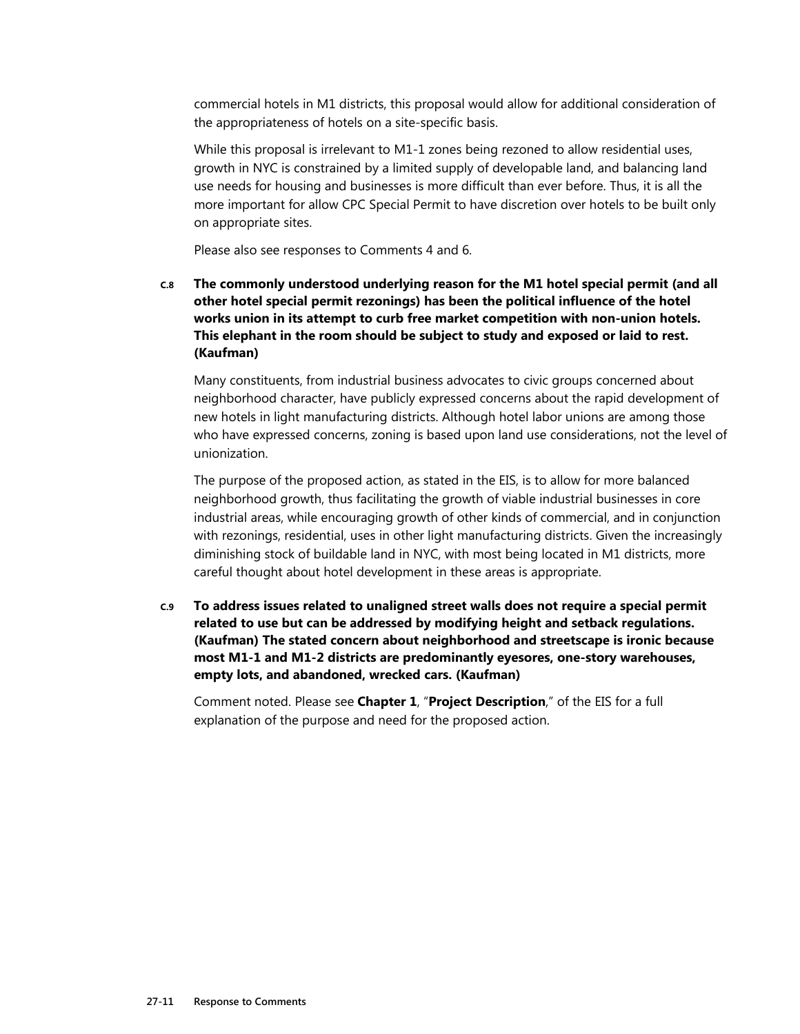commercial hotels in M1 districts, this proposal would allow for additional consideration of the appropriateness of hotels on a site-specific basis.

While this proposal is irrelevant to M1-1 zones being rezoned to allow residential uses, growth in NYC is constrained by a limited supply of developable land, and balancing land use needs for housing and businesses is more difficult than ever before. Thus, it is all the more important for allow CPC Special Permit to have discretion over hotels to be built only on appropriate sites.

Please also see responses to Comments 4 and 6.

**C.8 The commonly understood underlying reason for the M1 hotel special permit (and all other hotel special permit rezonings) has been the political influence of the hotel works union in its attempt to curb free market competition with non-union hotels. This elephant in the room should be subject to study and exposed or laid to rest. (Kaufman)**

Many constituents, from industrial business advocates to civic groups concerned about neighborhood character, have publicly expressed concerns about the rapid development of new hotels in light manufacturing districts. Although hotel labor unions are among those who have expressed concerns, zoning is based upon land use considerations, not the level of unionization.

The purpose of the proposed action, as stated in the EIS, is to allow for more balanced neighborhood growth, thus facilitating the growth of viable industrial businesses in core industrial areas, while encouraging growth of other kinds of commercial, and in conjunction with rezonings, residential, uses in other light manufacturing districts. Given the increasingly diminishing stock of buildable land in NYC, with most being located in M1 districts, more careful thought about hotel development in these areas is appropriate.

**C.9 To address issues related to unaligned street walls does not require a special permit related to use but can be addressed by modifying height and setback regulations. (Kaufman) The stated concern about neighborhood and streetscape is ironic because most M1-1 and M1-2 districts are predominantly eyesores, one-story warehouses, empty lots, and abandoned, wrecked cars. (Kaufman)**

Comment noted. Please see **Chapter 1**, "**Project Description**," of the EIS for a full explanation of the purpose and need for the proposed action.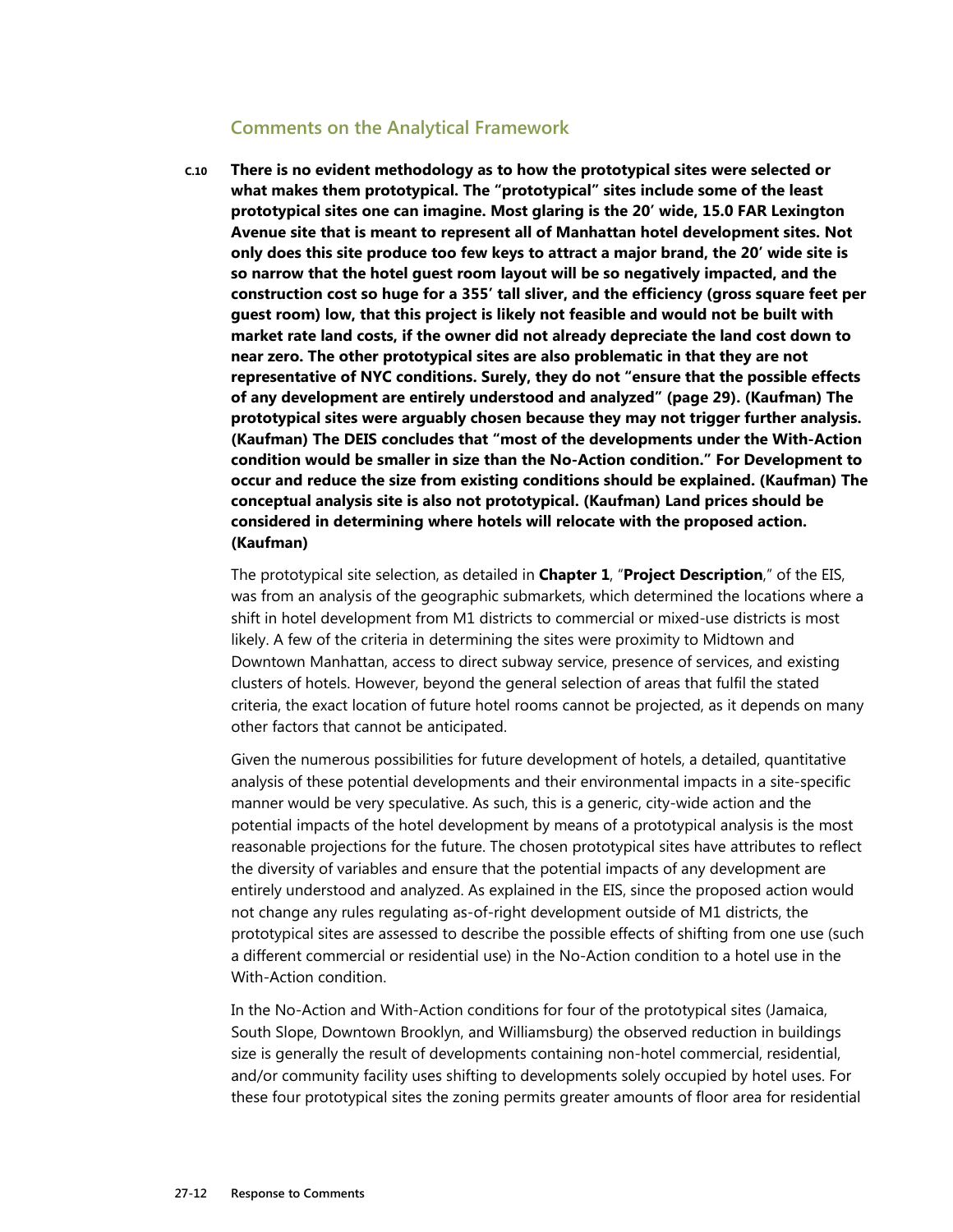### Comments on the Analytical Framework

**C.10 There is no evident methodology as to how the prototypical sites were selected or what makes them prototypical. The "prototypical" sites include some of the least prototypical sites one can imagine. Most glaring is the 20' wide, 15.0 FAR Lexington Avenue site that is meant to represent all of Manhattan hotel development sites. Not only does this site produce too few keys to attract a major brand, the 20' wide site is so narrow that the hotel guest room layout will be so negatively impacted, and the construction cost so huge for a 355' tall sliver, and the efficiency (gross square feet per guest room) low, that this project is likely not feasible and would not be built with market rate land costs, if the owner did not already depreciate the land cost down to near zero. The other prototypical sites are also problematic in that they are not representative of NYC conditions. Surely, they do not "ensure that the possible effects of any development are entirely understood and analyzed" (page 29). (Kaufman) The prototypical sites were arguably chosen because they may not trigger further analysis. (Kaufman) The DEIS concludes that "most of the developments under the With-Action condition would be smaller in size than the No-Action condition." For Development to occur and reduce the size from existing conditions should be explained. (Kaufman) The conceptual analysis site is also not prototypical. (Kaufman) Land prices should be considered in determining where hotels will relocate with the proposed action. (Kaufman)**

The prototypical site selection, as detailed in **Chapter 1**, "**Project Description**," of the EIS, was from an analysis of the geographic submarkets, which determined the locations where a shift in hotel development from M1 districts to commercial or mixed-use districts is most likely. A few of the criteria in determining the sites were proximity to Midtown and Downtown Manhattan, access to direct subway service, presence of services, and existing clusters of hotels. However, beyond the general selection of areas that fulfil the stated criteria, the exact location of future hotel rooms cannot be projected, as it depends on many other factors that cannot be anticipated.

Given the numerous possibilities for future development of hotels, a detailed, quantitative analysis of these potential developments and their environmental impacts in a site-specific manner would be very speculative. As such, this is a generic, city-wide action and the potential impacts of the hotel development by means of a prototypical analysis is the most reasonable projections for the future. The chosen prototypical sites have attributes to reflect the diversity of variables and ensure that the potential impacts of any development are entirely understood and analyzed. As explained in the EIS, since the proposed action would not change any rules regulating as-of-right development outside of M1 districts, the prototypical sites are assessed to describe the possible effects of shifting from one use (such a different commercial or residential use) in the No-Action condition to a hotel use in the With-Action condition.

In the No-Action and With-Action conditions for four of the prototypical sites (Jamaica, South Slope, Downtown Brooklyn, and Williamsburg) the observed reduction in buildings size is generally the result of developments containing non-hotel commercial, residential, and/or community facility uses shifting to developments solely occupied by hotel uses. For these four prototypical sites the zoning permits greater amounts of floor area for residential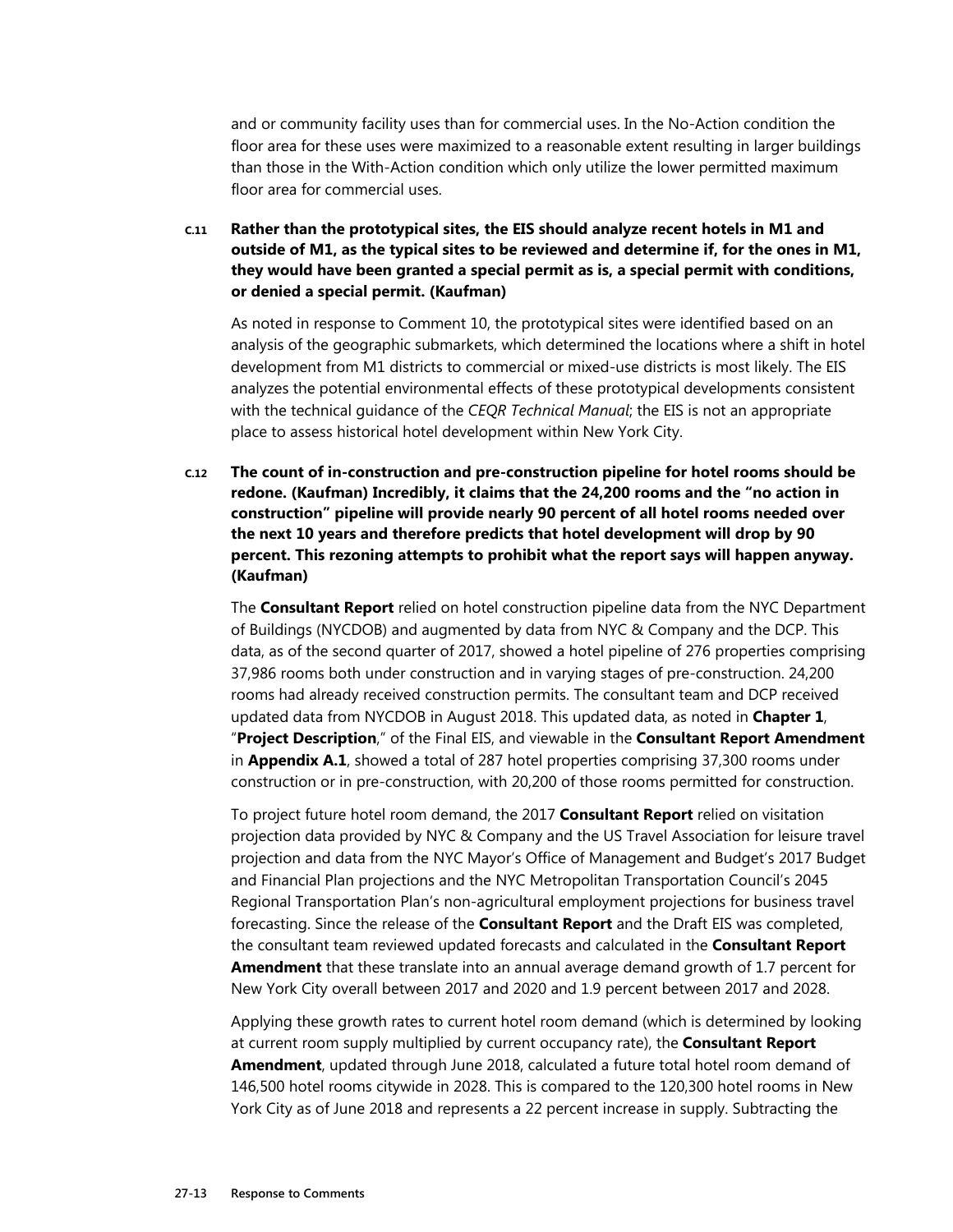and or community facility uses than for commercial uses. In the No-Action condition the floor area for these uses were maximized to a reasonable extent resulting in larger buildings than those in the With-Action condition which only utilize the lower permitted maximum floor area for commercial uses.

**C.11 Rather than the prototypical sites, the EIS should analyze recent hotels in M1 and outside of M1, as the typical sites to be reviewed and determine if, for the ones in M1, they would have been granted a special permit as is, a special permit with conditions, or denied a special permit. (Kaufman)**

As noted in response to Comment 10, the prototypical sites were identified based on an analysis of the geographic submarkets, which determined the locations where a shift in hotel development from M1 districts to commercial or mixed-use districts is most likely. The EIS analyzes the potential environmental effects of these prototypical developments consistent with the technical guidance of the *CEQR Technical Manual*; the EIS is not an appropriate place to assess historical hotel development within New York City.

**C.12 The count of in-construction and pre-construction pipeline for hotel rooms should be redone. (Kaufman) Incredibly, it claims that the 24,200 rooms and the "no action in construction" pipeline will provide nearly 90 percent of all hotel rooms needed over the next 10 years and therefore predicts that hotel development will drop by 90 percent. This rezoning attempts to prohibit what the report says will happen anyway. (Kaufman)**

The **Consultant Report** relied on hotel construction pipeline data from the NYC Department of Buildings (NYCDOB) and augmented by data from NYC & Company and the DCP. This data, as of the second quarter of 2017, showed a hotel pipeline of 276 properties comprising 37,986 rooms both under construction and in varying stages of pre-construction. 24,200 rooms had already received construction permits. The consultant team and DCP received updated data from NYCDOB in August 2018. This updated data, as noted in **Chapter 1**, "**Project Description**," of the Final EIS, and viewable in the **Consultant Report Amendment** in **Appendix A.1**, showed a total of 287 hotel properties comprising 37,300 rooms under construction or in pre-construction, with 20,200 of those rooms permitted for construction.

To project future hotel room demand, the 2017 **Consultant Report** relied on visitation projection data provided by NYC & Company and the US Travel Association for leisure travel projection and data from the NYC Mayor's Office of Management and Budget's 2017 Budget and Financial Plan projections and the NYC Metropolitan Transportation Council's 2045 Regional Transportation Plan's non-agricultural employment projections for business travel forecasting. Since the release of the **Consultant Report** and the Draft EIS was completed, the consultant team reviewed updated forecasts and calculated in the **Consultant Report Amendment** that these translate into an annual average demand growth of 1.7 percent for New York City overall between 2017 and 2020 and 1.9 percent between 2017 and 2028.

Applying these growth rates to current hotel room demand (which is determined by looking at current room supply multiplied by current occupancy rate), the **Consultant Report Amendment**, updated through June 2018, calculated a future total hotel room demand of 146,500 hotel rooms citywide in 2028. This is compared to the 120,300 hotel rooms in New York City as of June 2018 and represents a 22 percent increase in supply. Subtracting the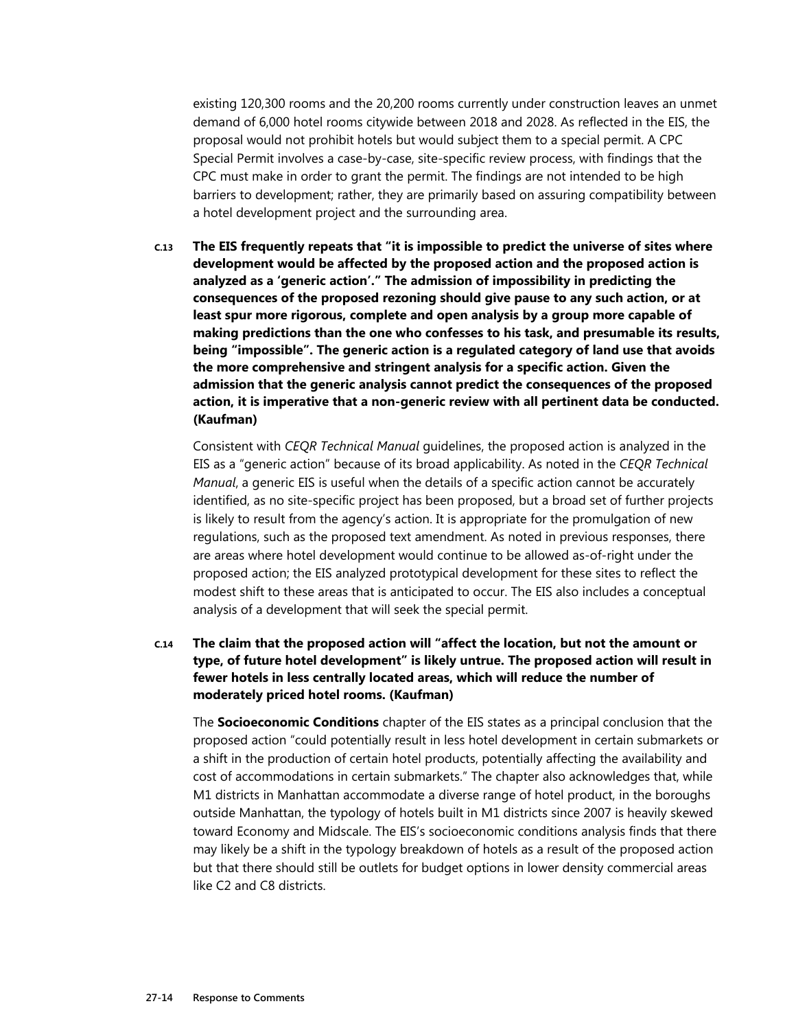existing 120,300 rooms and the 20,200 rooms currently under construction leaves an unmet demand of 6,000 hotel rooms citywide between 2018 and 2028. As reflected in the EIS, the proposal would not prohibit hotels but would subject them to a special permit. A CPC Special Permit involves a case-by-case, site-specific review process, with findings that the CPC must make in order to grant the permit. The findings are not intended to be high barriers to development; rather, they are primarily based on assuring compatibility between a hotel development project and the surrounding area.

**C.13 The EIS frequently repeats that "it is impossible to predict the universe of sites where development would be affected by the proposed action and the proposed action is analyzed as a 'generic action'." The admission of impossibility in predicting the consequences of the proposed rezoning should give pause to any such action, or at least spur more rigorous, complete and open analysis by a group more capable of making predictions than the one who confesses to his task, and presumable its results, being "impossible". The generic action is a regulated category of land use that avoids the more comprehensive and stringent analysis for a specific action. Given the admission that the generic analysis cannot predict the consequences of the proposed action, it is imperative that a non-generic review with all pertinent data be conducted. (Kaufman)**

Consistent with *CEQR Technical Manual* guidelines, the proposed action is analyzed in the EIS as a "generic action" because of its broad applicability. As noted in the *CEQR Technical Manual*, a generic EIS is useful when the details of a specific action cannot be accurately identified, as no site-specific project has been proposed, but a broad set of further projects is likely to result from the agency's action. It is appropriate for the promulgation of new regulations, such as the proposed text amendment. As noted in previous responses, there are areas where hotel development would continue to be allowed as-of-right under the proposed action; the EIS analyzed prototypical development for these sites to reflect the modest shift to these areas that is anticipated to occur. The EIS also includes a conceptual analysis of a development that will seek the special permit.

**C.14 The claim that the proposed action will "affect the location, but not the amount or type, of future hotel development" is likely untrue. The proposed action will result in fewer hotels in less centrally located areas, which will reduce the number of moderately priced hotel rooms. (Kaufman)**

The **Socioeconomic Conditions** chapter of the EIS states as a principal conclusion that the proposed action "could potentially result in less hotel development in certain submarkets or a shift in the production of certain hotel products, potentially affecting the availability and cost of accommodations in certain submarkets." The chapter also acknowledges that, while M1 districts in Manhattan accommodate a diverse range of hotel product, in the boroughs outside Manhattan, the typology of hotels built in M1 districts since 2007 is heavily skewed toward Economy and Midscale. The EIS's socioeconomic conditions analysis finds that there may likely be a shift in the typology breakdown of hotels as a result of the proposed action but that there should still be outlets for budget options in lower density commercial areas like C2 and C8 districts.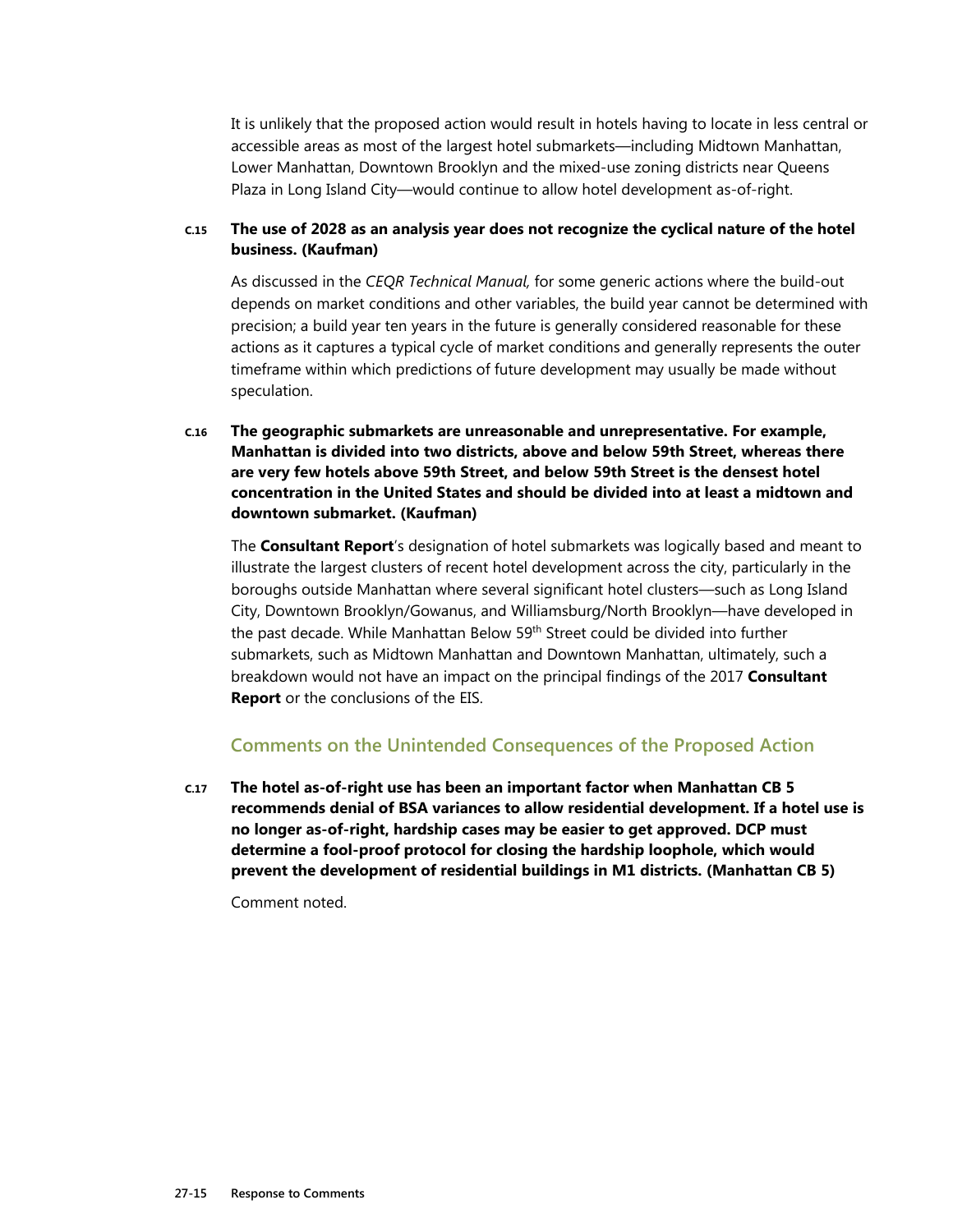It is unlikely that the proposed action would result in hotels having to locate in less central or accessible areas as most of the largest hotel submarkets—including Midtown Manhattan, Lower Manhattan, Downtown Brooklyn and the mixed-use zoning districts near Queens Plaza in Long Island City—would continue to allow hotel development as-of-right.

**C.15 The use of 2028 as an analysis year does not recognize the cyclical nature of the hotel business. (Kaufman)**

As discussed in the *CEQR Technical Manual,* for some generic actions where the build-out depends on market conditions and other variables, the build year cannot be determined with precision; a build year ten years in the future is generally considered reasonable for these actions as it captures a typical cycle of market conditions and generally represents the outer timeframe within which predictions of future development may usually be made without speculation.

**C.16 The geographic submarkets are unreasonable and unrepresentative. For example, Manhattan is divided into two districts, above and below 59th Street, whereas there are very few hotels above 59th Street, and below 59th Street is the densest hotel concentration in the United States and should be divided into at least a midtown and downtown submarket. (Kaufman)**

The **Consultant Report**'s designation of hotel submarkets was logically based and meant to illustrate the largest clusters of recent hotel development across the city, particularly in the boroughs outside Manhattan where several significant hotel clusters—such as Long Island City, Downtown Brooklyn/Gowanus, and Williamsburg/North Brooklyn—have developed in the past decade. While Manhattan Below 59th Street could be divided into further submarkets, such as Midtown Manhattan and Downtown Manhattan, ultimately, such a breakdown would not have an impact on the principal findings of the 2017 **Consultant Report** or the conclusions of the EIS.

## Comments on the Unintended Consequences of the Proposed Action

**C.17 The hotel as-of-right use has been an important factor when Manhattan CB 5 recommends denial of BSA variances to allow residential development. If a hotel use is no longer as-of-right, hardship cases may be easier to get approved. DCP must determine a fool-proof protocol for closing the hardship loophole, which would prevent the development of residential buildings in M1 districts. (Manhattan CB 5)**

Comment noted.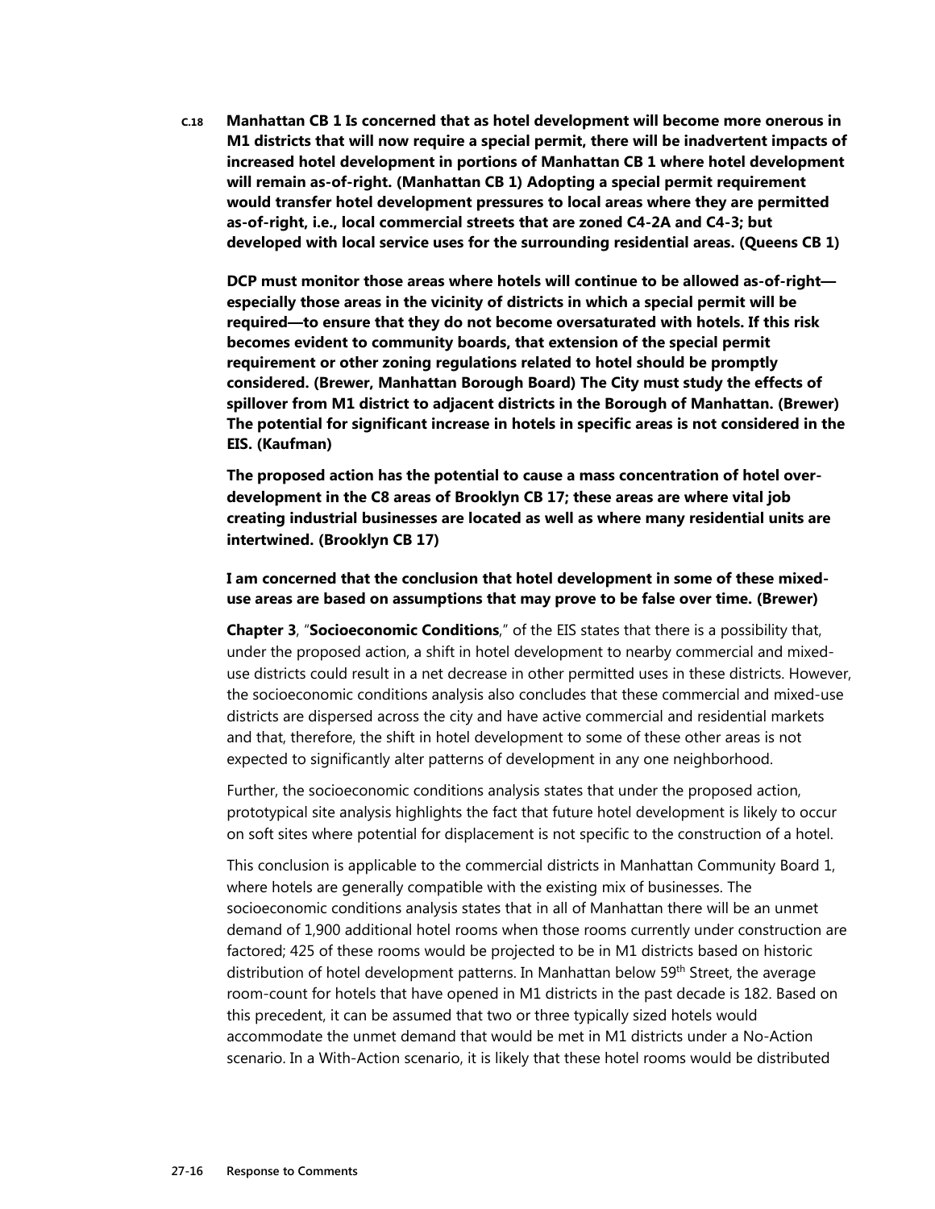**C.18 Manhattan CB 1 Is concerned that as hotel development will become more onerous in M1 districts that will now require a special permit, there will be inadvertent impacts of increased hotel development in portions of Manhattan CB 1 where hotel development will remain as-of-right. (Manhattan CB 1) Adopting a special permit requirement would transfer hotel development pressures to local areas where they are permitted as-of-right, i.e., local commercial streets that are zoned C4-2A and C4-3; but developed with local service uses for the surrounding residential areas. (Queens CB 1)**

**DCP must monitor those areas where hotels will continue to be allowed as-of-right—especially those areas in the vicinity of districts in which a special permit will be required—to ensure that they do not become oversaturated with hotels. If this risk becomes evident to community boards, that extension of the special permit requirement or other zoning regulations related to hotel should be promptly considered. (Brewer, Manhattan Borough Board) The City must study the effects of spillover from M1 district to adjacent districts in the Borough of Manhattan. (Brewer) The potential for significant increase in hotels in specific areas is not considered in the EIS. (Kaufman)**

**The proposed action has the potential to cause a mass concentration of hotel over-development in the C8 areas of Brooklyn CB 17; these areas are where vital job creating industrial businesses are located as well as where many residential units are intertwined. (Brooklyn CB 17)**

**I am concerned that the conclusion that hotel development in some of these mixed-use areas are based on assumptions that may prove to be false over time. (Brewer)**

**Chapter 3**, "**Socioeconomic Conditions**," of the EIS states that there is a possibility that, under the proposed action, a shift in hotel development to nearby commercial and mixed-use districts could result in a net decrease in other permitted uses in these districts. However, the socioeconomic conditions analysis also concludes that these commercial and mixed-use districts are dispersed across the city and have active commercial and residential markets and that, therefore, the shift in hotel development to some of these other areas is not expected to significantly alter patterns of development in any one neighborhood.

Further, the socioeconomic conditions analysis states that under the proposed action, prototypical site analysis highlights the fact that future hotel development is likely to occur on soft sites where potential for displacement is not specific to the construction of a hotel.

This conclusion is applicable to the commercial districts in Manhattan Community Board 1, where hotels are generally compatible with the existing mix of businesses. The socioeconomic conditions analysis states that in all of Manhattan there will be an unmet demand of 1,900 additional hotel rooms when those rooms currently under construction are factored; 425 of these rooms would be projected to be in M1 districts based on historic distribution of hotel development patterns. In Manhattan below 59th Street, the average room-count for hotels that have opened in M1 districts in the past decade is 182. Based on this precedent, it can be assumed that two or three typically sized hotels would accommodate the unmet demand that would be met in M1 districts under a No-Action scenario. In a With-Action scenario, it is likely that these hotel rooms would be distributed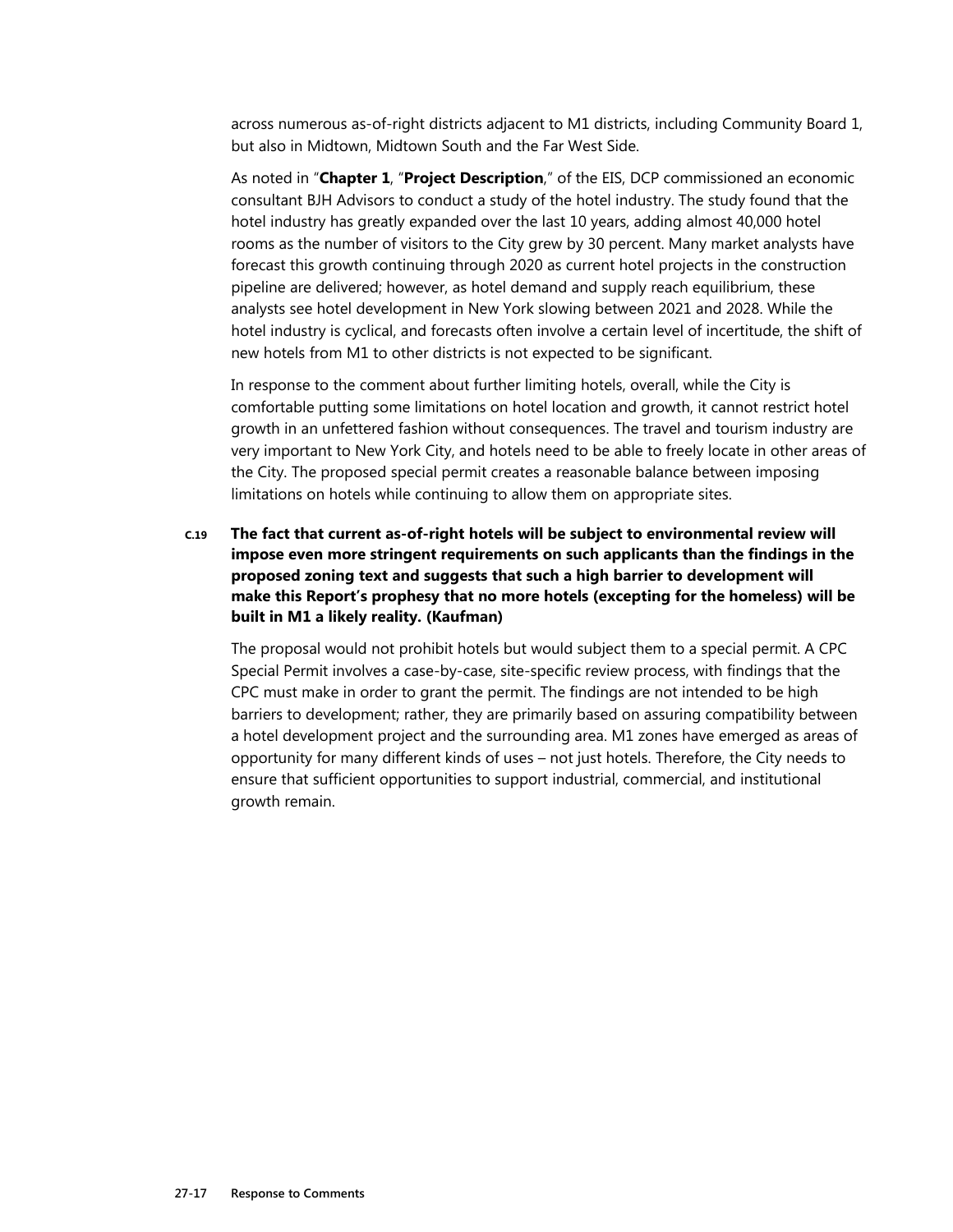across numerous as-of-right districts adjacent to M1 districts, including Community Board 1, but also in Midtown, Midtown South and the Far West Side.

As noted in "**Chapter 1**, "**Project Description**," of the EIS, DCP commissioned an economic consultant BJH Advisors to conduct a study of the hotel industry. The study found that the hotel industry has greatly expanded over the last 10 years, adding almost 40,000 hotel rooms as the number of visitors to the City grew by 30 percent. Many market analysts have forecast this growth continuing through 2020 as current hotel projects in the construction pipeline are delivered; however, as hotel demand and supply reach equilibrium, these analysts see hotel development in New York slowing between 2021 and 2028. While the hotel industry is cyclical, and forecasts often involve a certain level of incertitude, the shift of new hotels from M1 to other districts is not expected to be significant.

In response to the comment about further limiting hotels, overall, while the City is comfortable putting some limitations on hotel location and growth, it cannot restrict hotel growth in an unfettered fashion without consequences. The travel and tourism industry are very important to New York City, and hotels need to be able to freely locate in other areas of the City. The proposed special permit creates a reasonable balance between imposing limitations on hotels while continuing to allow them on appropriate sites.

**C.19 The fact that current as-of-right hotels will be subject to environmental review will impose even more stringent requirements on such applicants than the findings in the proposed zoning text and suggests that such a high barrier to development will make this Report's prophesy that no more hotels (excepting for the homeless) will be built in M1 a likely reality. (Kaufman)**

The proposal would not prohibit hotels but would subject them to a special permit. A CPC Special Permit involves a case-by-case, site-specific review process, with findings that the CPC must make in order to grant the permit. The findings are not intended to be high barriers to development; rather, they are primarily based on assuring compatibility between a hotel development project and the surrounding area. M1 zones have emerged as areas of opportunity for many different kinds of uses – not just hotels. Therefore, the City needs to ensure that sufficient opportunities to support industrial, commercial, and institutional growth remain.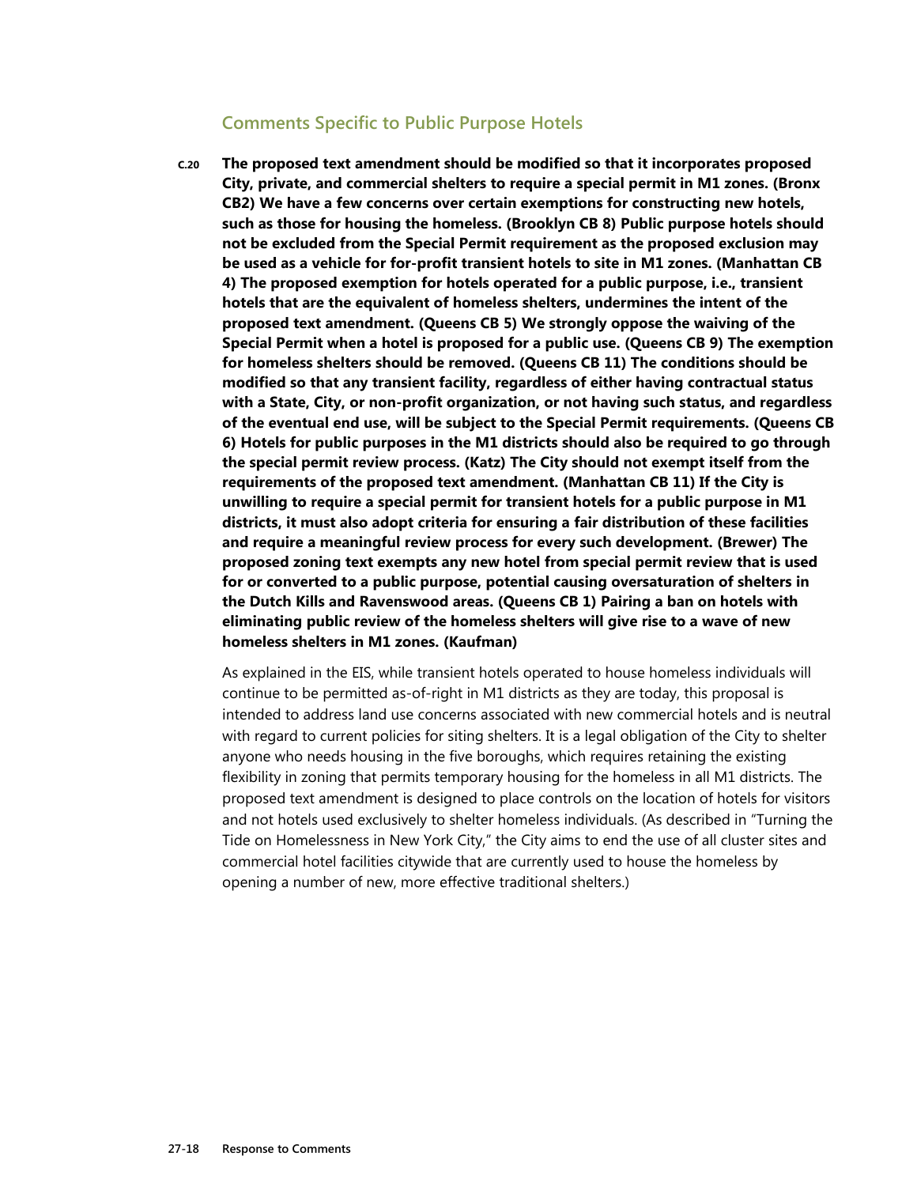### Comments Specific to Public Purpose Hotels

**C.20 The proposed text amendment should be modified so that it incorporates proposed City, private, and commercial shelters to require a special permit in M1 zones. (Bronx CB2) We have a few concerns over certain exemptions for constructing new hotels, such as those for housing the homeless. (Brooklyn CB 8) Public purpose hotels should not be excluded from the Special Permit requirement as the proposed exclusion may be used as a vehicle for for-profit transient hotels to site in M1 zones. (Manhattan CB 4) The proposed exemption for hotels operated for a public purpose, i.e., transient hotels that are the equivalent of homeless shelters, undermines the intent of the proposed text amendment. (Queens CB 5) We strongly oppose the waiving of the Special Permit when a hotel is proposed for a public use. (Queens CB 9) The exemption for homeless shelters should be removed. (Queens CB 11) The conditions should be modified so that any transient facility, regardless of either having contractual status with a State, City, or non-profit organization, or not having such status, and regardless of the eventual end use, will be subject to the Special Permit requirements. (Queens CB 6) Hotels for public purposes in the M1 districts should also be required to go through the special permit review process. (Katz) The City should not exempt itself from the requirements of the proposed text amendment. (Manhattan CB 11) If the City is unwilling to require a special permit for transient hotels for a public purpose in M1 districts, it must also adopt criteria for ensuring a fair distribution of these facilities and require a meaningful review process for every such development. (Brewer) The proposed zoning text exempts any new hotel from special permit review that is used for or converted to a public purpose, potential causing oversaturation of shelters in the Dutch Kills and Ravenswood areas. (Queens CB 1) Pairing a ban on hotels with eliminating public review of the homeless shelters will give rise to a wave of new homeless shelters in M1 zones. (Kaufman)**

As explained in the EIS, while transient hotels operated to house homeless individuals will continue to be permitted as-of-right in M1 districts as they are today, this proposal is intended to address land use concerns associated with new commercial hotels and is neutral with regard to current policies for siting shelters. It is a legal obligation of the City to shelter anyone who needs housing in the five boroughs, which requires retaining the existing flexibility in zoning that permits temporary housing for the homeless in all M1 districts. The proposed text amendment is designed to place controls on the location of hotels for visitors and not hotels used exclusively to shelter homeless individuals. (As described in "Turning the Tide on Homelessness in New York City," the City aims to end the use of all cluster sites and commercial hotel facilities citywide that are currently used to house the homeless by opening a number of new, more effective traditional shelters.)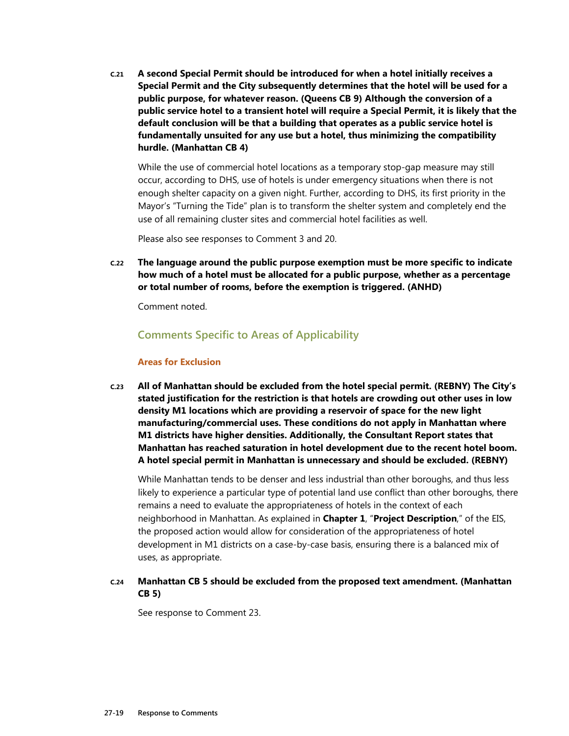**C.21 A second Special Permit should be introduced for when a hotel initially receives a Special Permit and the City subsequently determines that the hotel will be used for a public purpose, for whatever reason. (Queens CB 9) Although the conversion of a public service hotel to a transient hotel will require a Special Permit, it is likely that the default conclusion will be that a building that operates as a public service hotel is fundamentally unsuited for any use but a hotel, thus minimizing the compatibility hurdle. (Manhattan CB 4)**

While the use of commercial hotel locations as a temporary stop-gap measure may still occur, according to DHS, use of hotels is under emergency situations when there is not enough shelter capacity on a given night. Further, according to DHS, its first priority in the Mayor's "Turning the Tide" plan is to transform the shelter system and completely end the use of all remaining cluster sites and commercial hotel facilities as well.

Please also see responses to Comment 3 and 20.

**C.22 The language around the public purpose exemption must be more specific to indicate how much of a hotel must be allocated for a public purpose, whether as a percentage or total number of rooms, before the exemption is triggered. (ANHD)**

Comment noted.

## Comments Specific to Areas of Applicability

### Areas for Exclusion

**C.23 All of Manhattan should be excluded from the hotel special permit. (REBNY) The City's stated justification for the restriction is that hotels are crowding out other uses in low density M1 locations which are providing a reservoir of space for the new light manufacturing/commercial uses. These conditions do not apply in Manhattan where M1 districts have higher densities. Additionally, the Consultant Report states that Manhattan has reached saturation in hotel development due to the recent hotel boom. A hotel special permit in Manhattan is unnecessary and should be excluded. (REBNY)**

While Manhattan tends to be denser and less industrial than other boroughs, and thus less likely to experience a particular type of potential land use conflict than other boroughs, there remains a need to evaluate the appropriateness of hotels in the context of each neighborhood in Manhattan. As explained in **Chapter 1**, "**Project Description**," of the EIS, the proposed action would allow for consideration of the appropriateness of hotel development in M1 districts on a case-by-case basis, ensuring there is a balanced mix of uses, as appropriate.

**C.24 Manhattan CB 5 should be excluded from the proposed text amendment. (Manhattan CB 5)**

See response to Comment 23.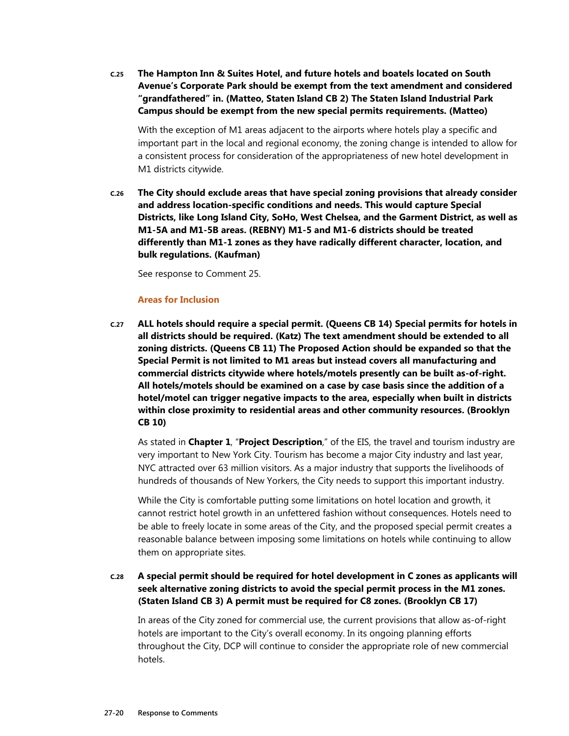**C.25 The Hampton Inn & Suites Hotel, and future hotels and boatels located on South Avenue's Corporate Park should be exempt from the text amendment and considered "grandfathered" in. (Matteo, Staten Island CB 2) The Staten Island Industrial Park Campus should be exempt from the new special permits requirements. (Matteo)**

With the exception of M1 areas adjacent to the airports where hotels play a specific and important part in the local and regional economy, the zoning change is intended to allow for a consistent process for consideration of the appropriateness of new hotel development in M1 districts citywide.

**C.26 The City should exclude areas that have special zoning provisions that already consider and address location-specific conditions and needs. This would capture Special Districts, like Long Island City, SoHo, West Chelsea, and the Garment District, as well as M1-5A and M1-5B areas. (REBNY) M1-5 and M1-6 districts should be treated differently than M1-1 zones as they have radically different character, location, and bulk regulations. (Kaufman)**

See response to Comment 25.

### Areas for Inclusion

**C.27 ALL hotels should require a special permit. (Queens CB 14) Special permits for hotels in all districts should be required. (Katz) The text amendment should be extended to all zoning districts. (Queens CB 11) The Proposed Action should be expanded so that the Special Permit is not limited to M1 areas but instead covers all manufacturing and commercial districts citywide where hotels/motels presently can be built as-of-right. All hotels/motels should be examined on a case by case basis since the addition of a hotel/motel can trigger negative impacts to the area, especially when built in districts within close proximity to residential areas and other community resources. (Brooklyn CB 10)**

As stated in **Chapter 1**, "**Project Description**," of the EIS, the travel and tourism industry are very important to New York City. Tourism has become a major City industry and last year, NYC attracted over 63 million visitors. As a major industry that supports the livelihoods of hundreds of thousands of New Yorkers, the City needs to support this important industry.

While the City is comfortable putting some limitations on hotel location and growth, it cannot restrict hotel growth in an unfettered fashion without consequences. Hotels need to be able to freely locate in some areas of the City, and the proposed special permit creates a reasonable balance between imposing some limitations on hotels while continuing to allow them on appropriate sites.

**C.28 A special permit should be required for hotel development in C zones as applicants will seek alternative zoning districts to avoid the special permit process in the M1 zones. (Staten Island CB 3) A permit must be required for C8 zones. (Brooklyn CB 17)**

In areas of the City zoned for commercial use, the current provisions that allow as-of-right hotels are important to the City's overall economy. In its ongoing planning efforts throughout the City, DCP will continue to consider the appropriate role of new commercial hotels.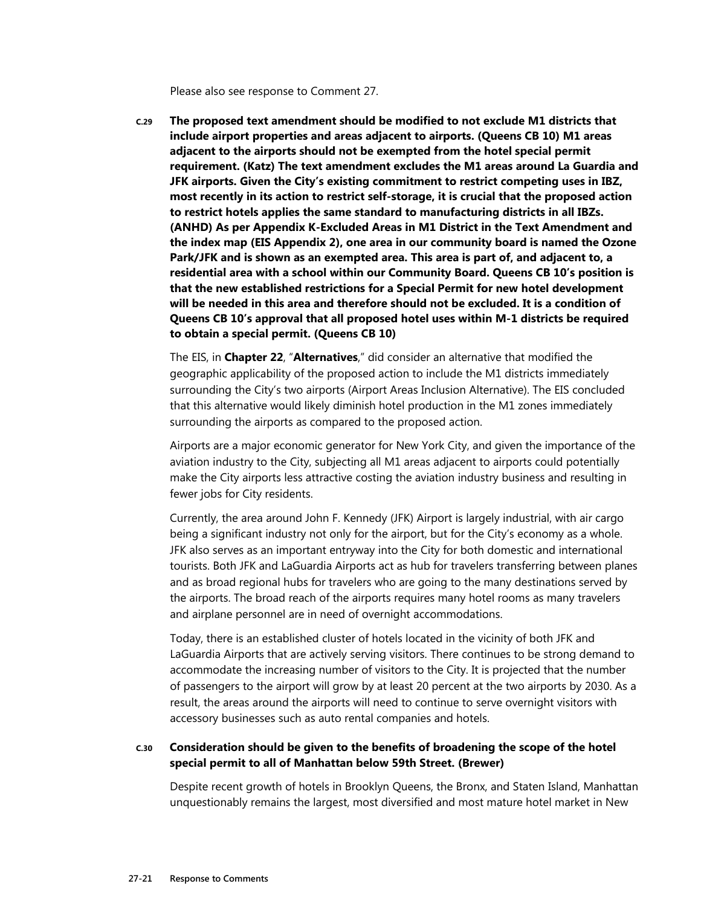Please also see response to Comment 27.

**C.29 The proposed text amendment should be modified to not exclude M1 districts that include airport properties and areas adjacent to airports. (Queens CB 10) M1 areas adjacent to the airports should not be exempted from the hotel special permit requirement. (Katz) The text amendment excludes the M1 areas around La Guardia and JFK airports. Given the City's existing commitment to restrict competing uses in IBZ, most recently in its action to restrict self-storage, it is crucial that the proposed action to restrict hotels applies the same standard to manufacturing districts in all IBZs. (ANHD) As per Appendix K-Excluded Areas in M1 District in the Text Amendment and the index map (EIS Appendix 2), one area in our community board is named the Ozone Park/JFK and is shown as an exempted area. This area is part of, and adjacent to, a residential area with a school within our Community Board. Queens CB 10's position is that the new established restrictions for a Special Permit for new hotel development will be needed in this area and therefore should not be excluded. It is a condition of Queens CB 10's approval that all proposed hotel uses within M-1 districts be required to obtain a special permit. (Queens CB 10)**

The EIS, in **Chapter 22**, "**Alternatives**," did consider an alternative that modified the geographic applicability of the proposed action to include the M1 districts immediately surrounding the City's two airports (Airport Areas Inclusion Alternative). The EIS concluded that this alternative would likely diminish hotel production in the M1 zones immediately surrounding the airports as compared to the proposed action.

Airports are a major economic generator for New York City, and given the importance of the aviation industry to the City, subjecting all M1 areas adjacent to airports could potentially make the City airports less attractive costing the aviation industry business and resulting in fewer jobs for City residents.

Currently, the area around John F. Kennedy (JFK) Airport is largely industrial, with air cargo being a significant industry not only for the airport, but for the City's economy as a whole. JFK also serves as an important entryway into the City for both domestic and international tourists. Both JFK and LaGuardia Airports act as hub for travelers transferring between planes and as broad regional hubs for travelers who are going to the many destinations served by the airports. The broad reach of the airports requires many hotel rooms as many travelers and airplane personnel are in need of overnight accommodations.

Today, there is an established cluster of hotels located in the vicinity of both JFK and LaGuardia Airports that are actively serving visitors. There continues to be strong demand to accommodate the increasing number of visitors to the City. It is projected that the number of passengers to the airport will grow by at least 20 percent at the two airports by 2030. As a result, the areas around the airports will need to continue to serve overnight visitors with accessory businesses such as auto rental companies and hotels.

**C.30 Consideration should be given to the benefits of broadening the scope of the hotel special permit to all of Manhattan below 59th Street. (Brewer)**

Despite recent growth of hotels in Brooklyn Queens, the Bronx, and Staten Island, Manhattan unquestionably remains the largest, most diversified and most mature hotel market in New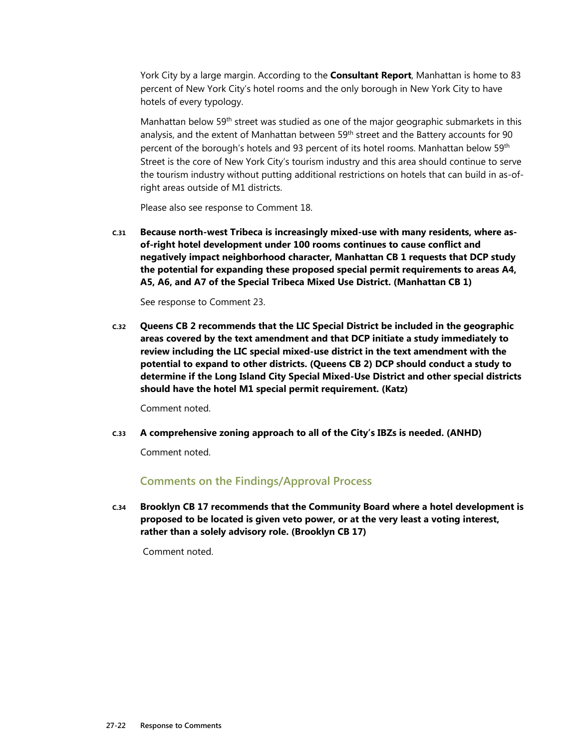York City by a large margin. According to the **Consultant Report**, Manhattan is home to 83 percent of New York City's hotel rooms and the only borough in New York City to have hotels of every typology.

Manhattan below 59th street was studied as one of the major geographic submarkets in this analysis, and the extent of Manhattan between 59th street and the Battery accounts for 90 percent of the borough's hotels and 93 percent of its hotel rooms. Manhattan below 59th Street is the core of New York City's tourism industry and this area should continue to serve the tourism industry without putting additional restrictions on hotels that can build in as-of-right areas outside of M1 districts.

Please also see response to Comment 18.

**C.31 Because north-west Tribeca is increasingly mixed-use with many residents, where as-of-right hotel development under 100 rooms continues to cause conflict and negatively impact neighborhood character, Manhattan CB 1 requests that DCP study the potential for expanding these proposed special permit requirements to areas A4, A5, A6, and A7 of the Special Tribeca Mixed Use District. (Manhattan CB 1)**

See response to Comment 23.

**C.32 Queens CB 2 recommends that the LIC Special District be included in the geographic areas covered by the text amendment and that DCP initiate a study immediately to review including the LIC special mixed-use district in the text amendment with the potential to expand to other districts. (Queens CB 2) DCP should conduct a study to determine if the Long Island City Special Mixed-Use District and other special districts should have the hotel M1 special permit requirement. (Katz)**

Comment noted.

**C.33 A comprehensive zoning approach to all of the City's IBZs is needed. (ANHD)**

Comment noted.

## Comments on the Findings/Approval Process

**C.34 Brooklyn CB 17 recommends that the Community Board where a hotel development is proposed to be located is given veto power, or at the very least a voting interest, rather than a solely advisory role. (Brooklyn CB 17)**

Comment noted.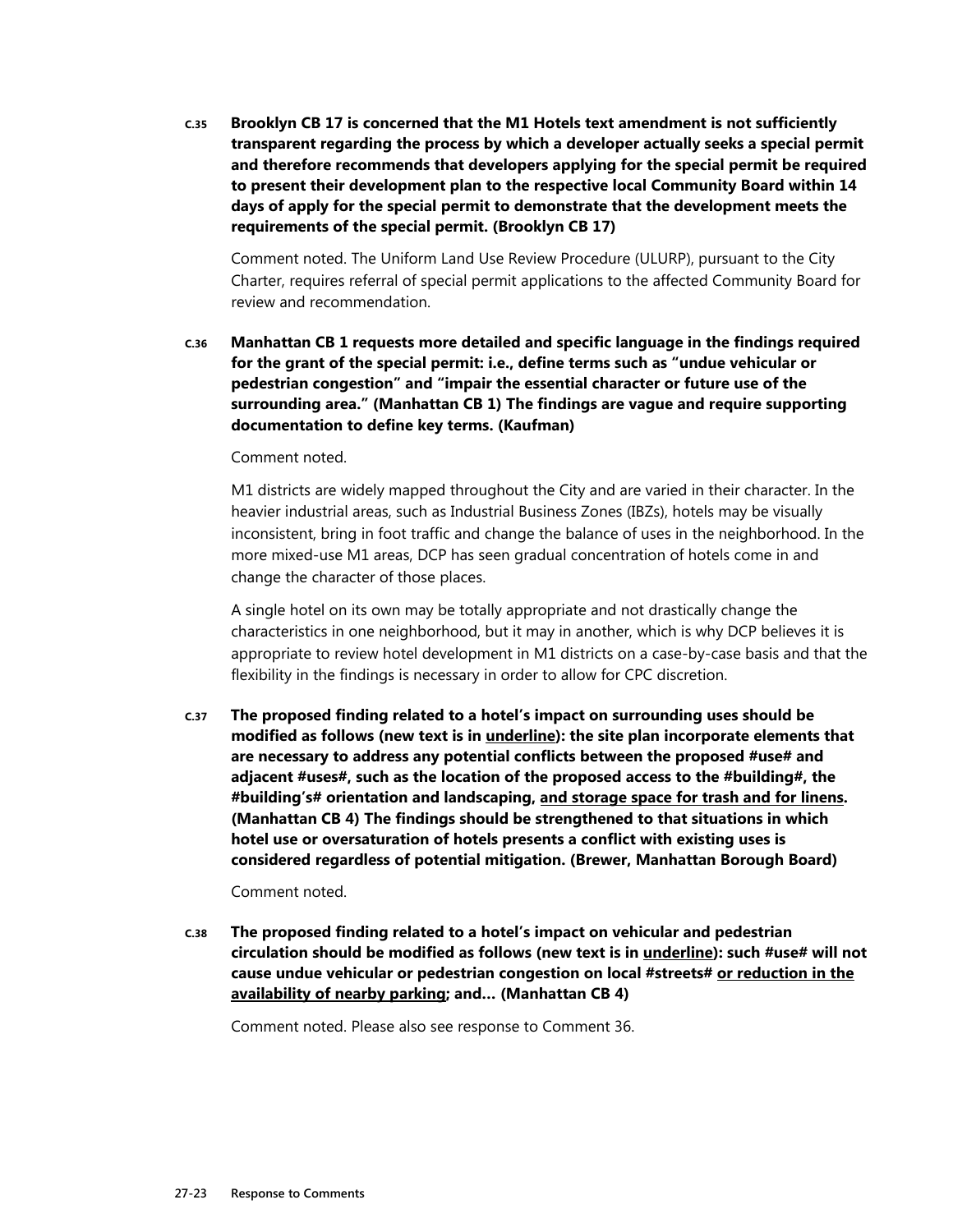**C.35 Brooklyn CB 17 is concerned that the M1 Hotels text amendment is not sufficiently transparent regarding the process by which a developer actually seeks a special permit and therefore recommends that developers applying for the special permit be required to present their development plan to the respective local Community Board within 14 days of apply for the special permit to demonstrate that the development meets the requirements of the special permit. (Brooklyn CB 17)**

Comment noted. The Uniform Land Use Review Procedure (ULURP), pursuant to the City Charter, requires referral of special permit applications to the affected Community Board for review and recommendation.

**C.36 Manhattan CB 1 requests more detailed and specific language in the findings required for the grant of the special permit: i.e., define terms such as "undue vehicular or pedestrian congestion" and "impair the essential character or future use of the surrounding area." (Manhattan CB 1) The findings are vague and require supporting documentation to define key terms. (Kaufman)**

Comment noted.

M1 districts are widely mapped throughout the City and are varied in their character. In the heavier industrial areas, such as Industrial Business Zones (IBZs), hotels may be visually inconsistent, bring in foot traffic and change the balance of uses in the neighborhood. In the more mixed-use M1 areas, DCP has seen gradual concentration of hotels come in and change the character of those places.

A single hotel on its own may be totally appropriate and not drastically change the characteristics in one neighborhood, but it may in another, which is why DCP believes it is appropriate to review hotel development in M1 districts on a case-by-case basis and that the flexibility in the findings is necessary in order to allow for CPC discretion.

**C.37 The proposed finding related to a hotel's impact on surrounding uses should be modified as follows (new text is in <u>underline</u>): the site plan incorporate elements that are necessary to address any potential conflicts between the proposed #use# and adjacent #uses#, such as the location of the proposed access to the #building#, the #building's# orientation and landscaping, <u>and storage space for trash and for linens</u>. (Manhattan CB 4) The findings should be strengthened to that situations in which hotel use or oversaturation of hotels presents a conflict with existing uses is considered regardless of potential mitigation. (Brewer, Manhattan Borough Board)**

Comment noted.

**C.38 The proposed finding related to a hotel's impact on vehicular and pedestrian circulation should be modified as follows (new text is in <u>underline</u>): such #use# will not cause undue vehicular or pedestrian congestion on local #streets# <u>or reduction in the availability of nearby parking</u>; and… (Manhattan CB 4)**

Comment noted. Please also see response to Comment 36.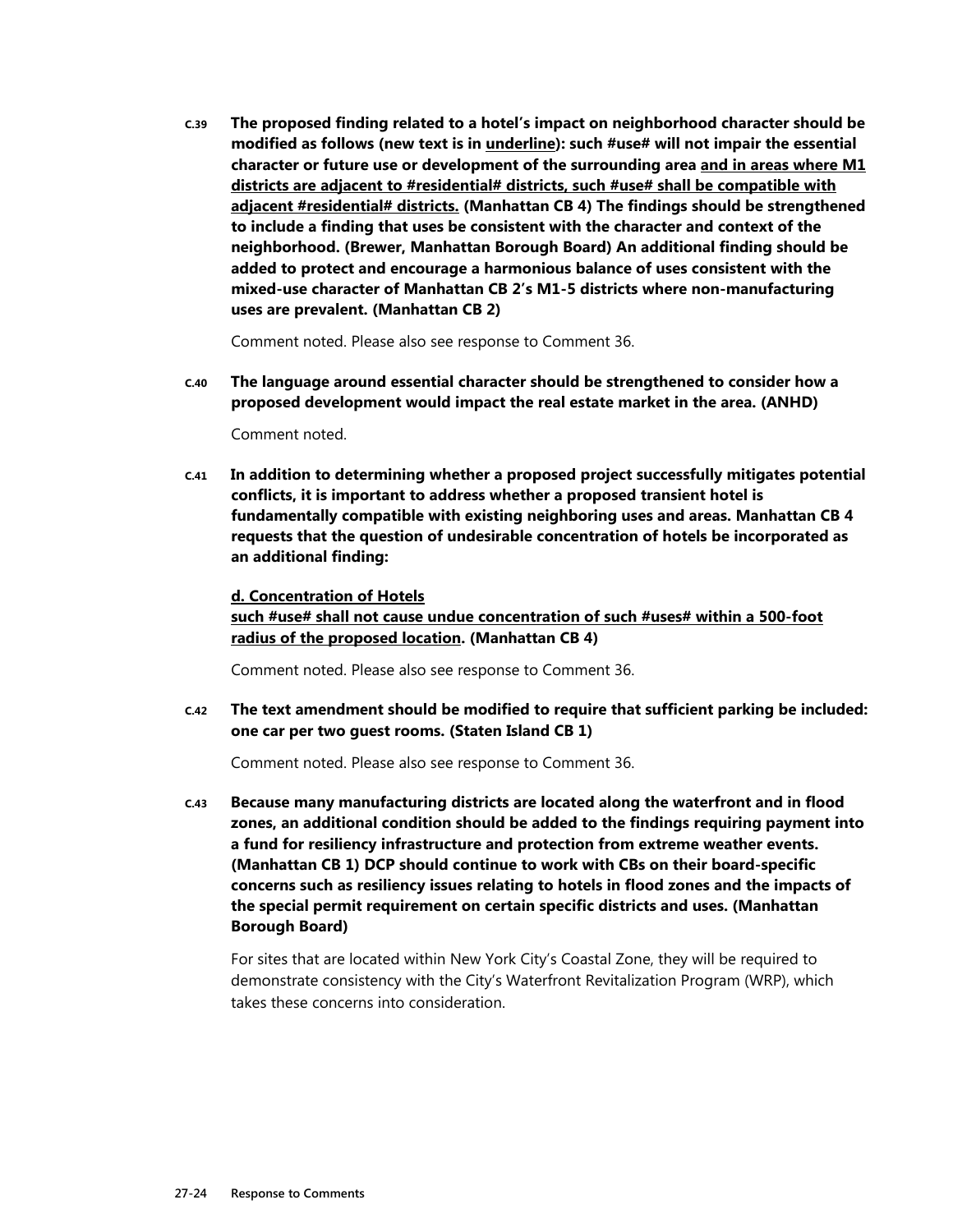**C.39 The proposed finding related to a hotel's impact on neighborhood character should be modified as follows (new text is in <u>underline</u>): such #use# will not impair the essential character or future use or development of the surrounding area <u>and in areas where M1 districts are adjacent to #residential# districts, such #use# shall be compatible with adjacent #residential# districts.</u> (Manhattan CB 4) The findings should be strengthened to include a finding that uses be consistent with the character and context of the neighborhood. (Brewer, Manhattan Borough Board) An additional finding should be added to protect and encourage a harmonious balance of uses consistent with the mixed-use character of Manhattan CB 2's M1-5 districts where non-manufacturing uses are prevalent. (Manhattan CB 2)**

Comment noted. Please also see response to Comment 36.

**C.40 The language around essential character should be strengthened to consider how a proposed development would impact the real estate market in the area. (ANHD)**

Comment noted.

**C.41 In addition to determining whether a proposed project successfully mitigates potential conflicts, it is important to address whether a proposed transient hotel is fundamentally compatible with existing neighboring uses and areas. Manhattan CB 4 requests that the question of undesirable concentration of hotels be incorporated as an additional finding:**

**<u>d. Concentration of Hotels</u>**

**<u>such #use# shall not cause undue concentration of such #uses# within a 500-foot radius of the proposed location</u>. (Manhattan CB 4)**

Comment noted. Please also see response to Comment 36.

**C.42 The text amendment should be modified to require that sufficient parking be included: one car per two guest rooms. (Staten Island CB 1)**

Comment noted. Please also see response to Comment 36.

**C.43 Because many manufacturing districts are located along the waterfront and in flood zones, an additional condition should be added to the findings requiring payment into a fund for resiliency infrastructure and protection from extreme weather events. (Manhattan CB 1) DCP should continue to work with CBs on their board-specific concerns such as resiliency issues relating to hotels in flood zones and the impacts of the special permit requirement on certain specific districts and uses. (Manhattan Borough Board)**

For sites that are located within New York City's Coastal Zone, they will be required to demonstrate consistency with the City's Waterfront Revitalization Program (WRP), which takes these concerns into consideration.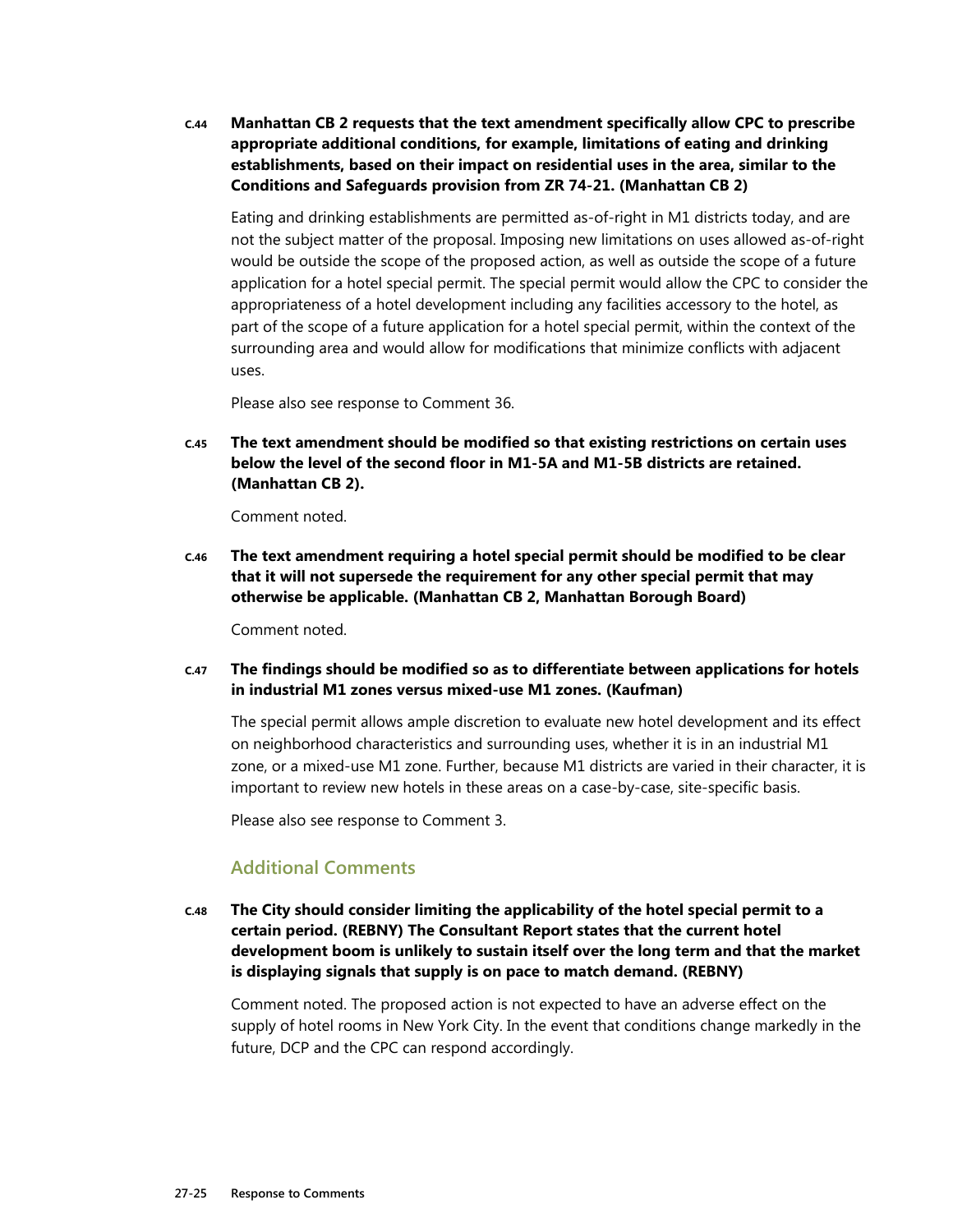**C.44 Manhattan CB 2 requests that the text amendment specifically allow CPC to prescribe appropriate additional conditions, for example, limitations of eating and drinking establishments, based on their impact on residential uses in the area, similar to the Conditions and Safeguards provision from ZR 74-21. (Manhattan CB 2)**

Eating and drinking establishments are permitted as-of-right in M1 districts today, and are not the subject matter of the proposal. Imposing new limitations on uses allowed as-of-right would be outside the scope of the proposed action, as well as outside the scope of a future application for a hotel special permit. The special permit would allow the CPC to consider the appropriateness of a hotel development including any facilities accessory to the hotel, as part of the scope of a future application for a hotel special permit, within the context of the surrounding area and would allow for modifications that minimize conflicts with adjacent uses.

Please also see response to Comment 36.

**C.45 The text amendment should be modified so that existing restrictions on certain uses below the level of the second floor in M1-5A and M1-5B districts are retained. (Manhattan CB 2).**

Comment noted.

**C.46 The text amendment requiring a hotel special permit should be modified to be clear that it will not supersede the requirement for any other special permit that may otherwise be applicable. (Manhattan CB 2, Manhattan Borough Board)**

Comment noted.

**C.47 The findings should be modified so as to differentiate between applications for hotels in industrial M1 zones versus mixed-use M1 zones. (Kaufman)**

The special permit allows ample discretion to evaluate new hotel development and its effect on neighborhood characteristics and surrounding uses, whether it is in an industrial M1 zone, or a mixed-use M1 zone. Further, because M1 districts are varied in their character, it is important to review new hotels in these areas on a case-by-case, site-specific basis.

Please also see response to Comment 3.

## Additional Comments

**C.48 The City should consider limiting the applicability of the hotel special permit to a certain period. (REBNY) The Consultant Report states that the current hotel development boom is unlikely to sustain itself over the long term and that the market is displaying signals that supply is on pace to match demand. (REBNY)**

Comment noted. The proposed action is not expected to have an adverse effect on the supply of hotel rooms in New York City. In the event that conditions change markedly in the future, DCP and the CPC can respond accordingly.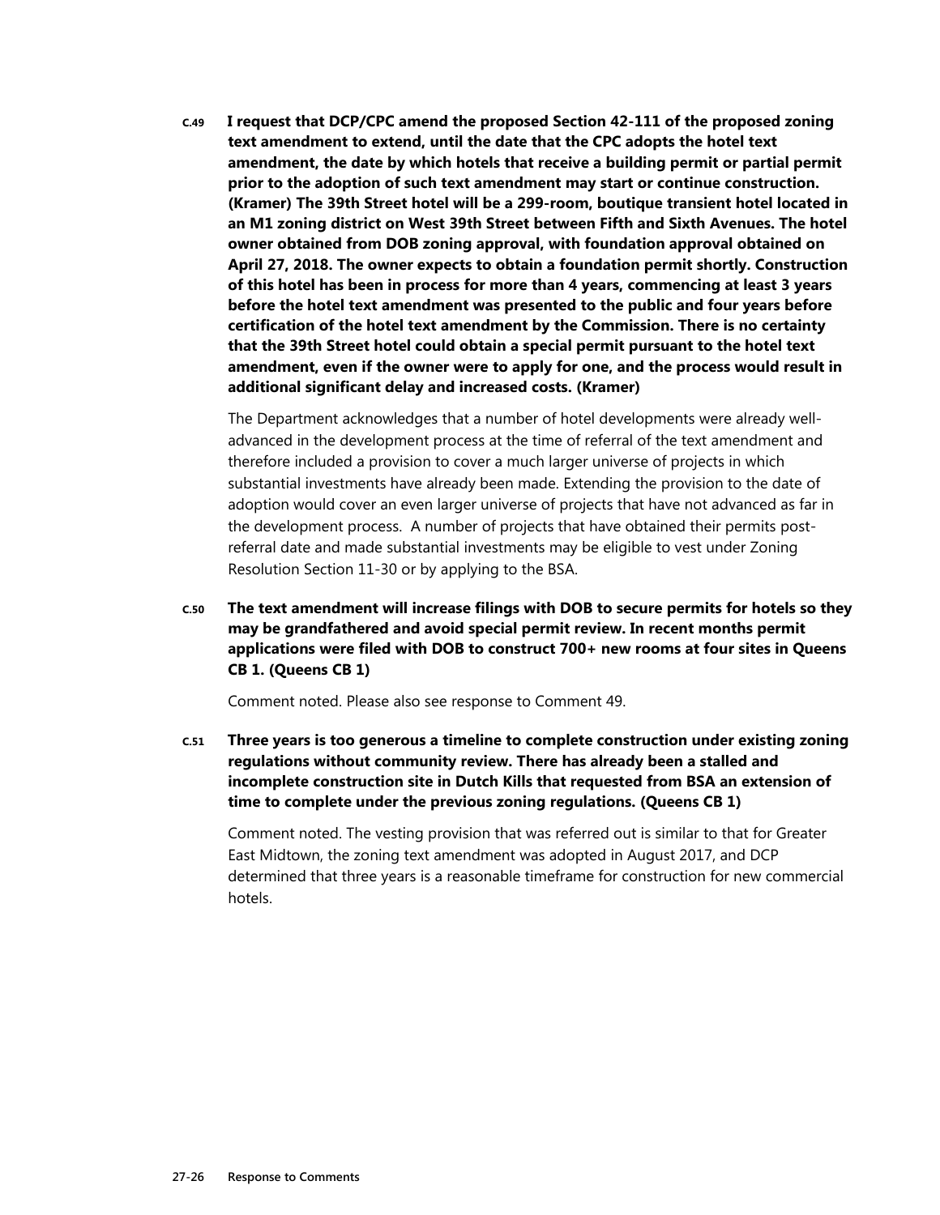**C.49** **I request that DCP/CPC amend the proposed Section 42-111 of the proposed zoning text amendment to extend, until the date that the CPC adopts the hotel text amendment, the date by which hotels that receive a building permit or partial permit prior to the adoption of such text amendment may start or continue construction. (Kramer) The 39th Street hotel will be a 299-room, boutique transient hotel located in an M1 zoning district on West 39th Street between Fifth and Sixth Avenues. The hotel owner obtained from DOB zoning approval, with foundation approval obtained on April 27, 2018. The owner expects to obtain a foundation permit shortly. Construction of this hotel has been in process for more than 4 years, commencing at least 3 years before the hotel text amendment was presented to the public and four years before certification of the hotel text amendment by the Commission. There is no certainty that the 39th Street hotel could obtain a special permit pursuant to the hotel text amendment, even if the owner were to apply for one, and the process would result in additional significant delay and increased costs. (Kramer)**

The Department acknowledges that a number of hotel developments were already well-advanced in the development process at the time of referral of the text amendment and therefore included a provision to cover a much larger universe of projects in which substantial investments have already been made. Extending the provision to the date of adoption would cover an even larger universe of projects that have not advanced as far in the development process. A number of projects that have obtained their permits post-referral date and made substantial investments may be eligible to vest under Zoning Resolution Section 11-30 or by applying to the BSA.

**C.50** **The text amendment will increase filings with DOB to secure permits for hotels so they may be grandfathered and avoid special permit review. In recent months permit applications were filed with DOB to construct 700+ new rooms at four sites in Queens CB 1. (Queens CB 1)**

Comment noted. Please also see response to Comment 49.

**C.51** **Three years is too generous a timeline to complete construction under existing zoning regulations without community review. There has already been a stalled and incomplete construction site in Dutch Kills that requested from BSA an extension of time to complete under the previous zoning regulations. (Queens CB 1)**

Comment noted. The vesting provision that was referred out is similar to that for Greater East Midtown, the zoning text amendment was adopted in August 2017, and DCP determined that three years is a reasonable timeframe for construction for new commercial hotels.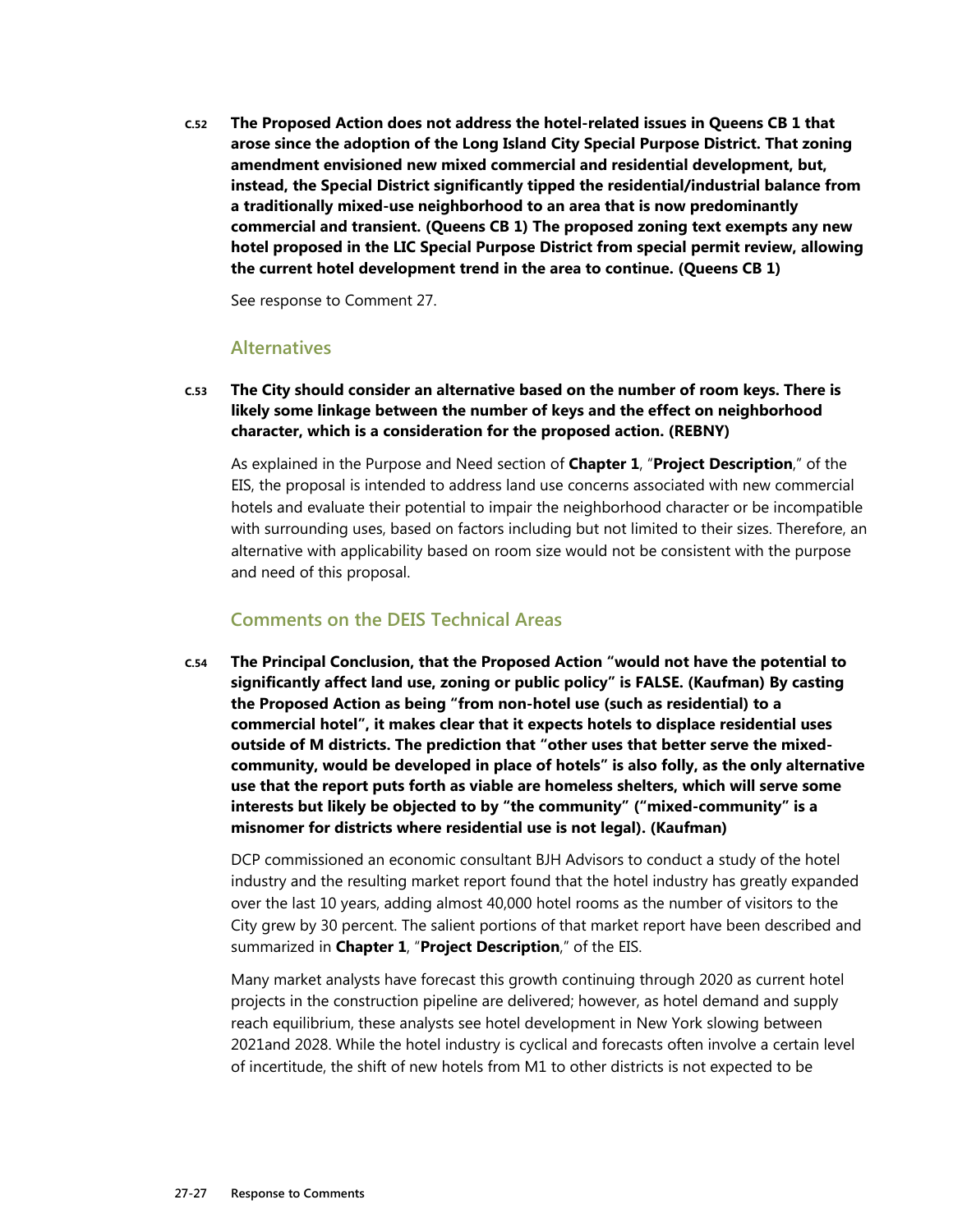**C.52 The Proposed Action does not address the hotel-related issues in Queens CB 1 that arose since the adoption of the Long Island City Special Purpose District. That zoning amendment envisioned new mixed commercial and residential development, but, instead, the Special District significantly tipped the residential/industrial balance from a traditionally mixed-use neighborhood to an area that is now predominantly commercial and transient. (Queens CB 1) The proposed zoning text exempts any new hotel proposed in the LIC Special Purpose District from special permit review, allowing the current hotel development trend in the area to continue. (Queens CB 1)**

See response to Comment 27.

## Alternatives

**C.53 The City should consider an alternative based on the number of room keys. There is likely some linkage between the number of keys and the effect on neighborhood character, which is a consideration for the proposed action. (REBNY)**

As explained in the Purpose and Need section of **Chapter 1**, "**Project Description**," of the EIS, the proposal is intended to address land use concerns associated with new commercial hotels and evaluate their potential to impair the neighborhood character or be incompatible with surrounding uses, based on factors including but not limited to their sizes. Therefore, an alternative with applicability based on room size would not be consistent with the purpose and need of this proposal.

## Comments on the DEIS Technical Areas

**C.54 The Principal Conclusion, that the Proposed Action "would not have the potential to significantly affect land use, zoning or public policy" is FALSE. (Kaufman) By casting the Proposed Action as being "from non-hotel use (such as residential) to a commercial hotel", it makes clear that it expects hotels to displace residential uses outside of M districts. The prediction that "other uses that better serve the mixed-community, would be developed in place of hotels" is also folly, as the only alternative use that the report puts forth as viable are homeless shelters, which will serve some interests but likely be objected to by "the community" ("mixed-community" is a misnomer for districts where residential use is not legal). (Kaufman)**

DCP commissioned an economic consultant BJH Advisors to conduct a study of the hotel industry and the resulting market report found that the hotel industry has greatly expanded over the last 10 years, adding almost 40,000 hotel rooms as the number of visitors to the City grew by 30 percent. The salient portions of that market report have been described and summarized in **Chapter 1**, "**Project Description**," of the EIS.

Many market analysts have forecast this growth continuing through 2020 as current hotel projects in the construction pipeline are delivered; however, as hotel demand and supply reach equilibrium, these analysts see hotel development in New York slowing between 2021and 2028. While the hotel industry is cyclical and forecasts often involve a certain level of incertitude, the shift of new hotels from M1 to other districts is not expected to be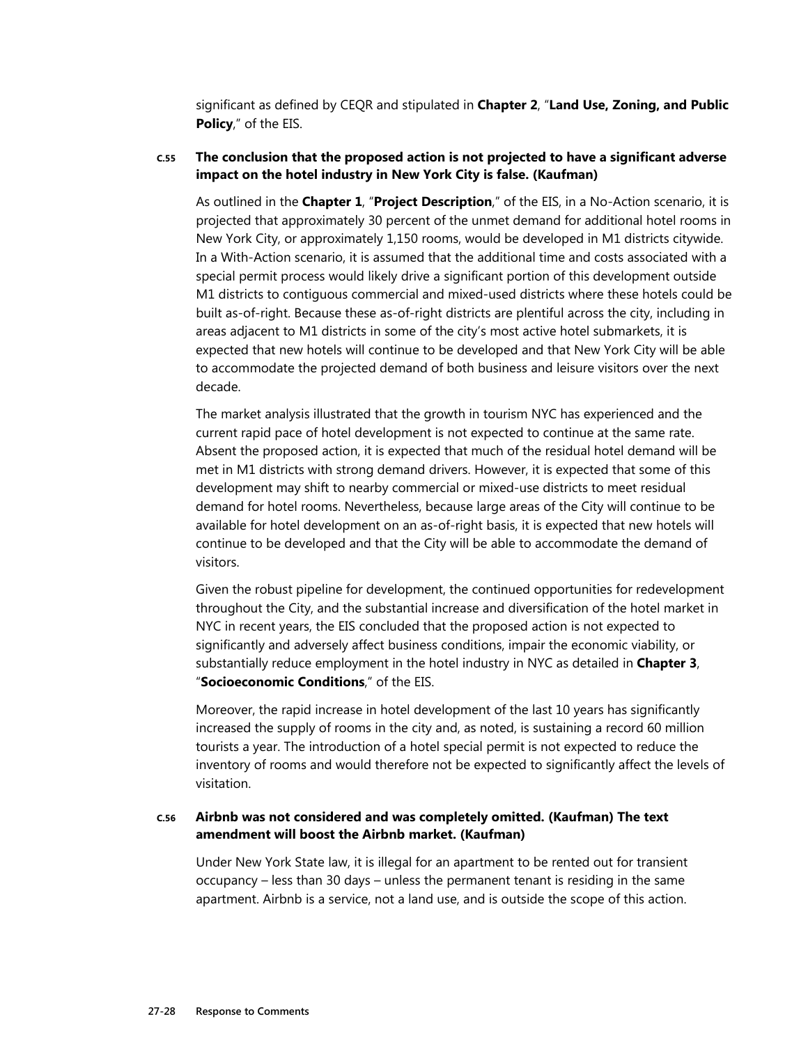significant as defined by CEQR and stipulated in **Chapter 2**, "**Land Use, Zoning, and Public Policy**," of the EIS.

**C.55 The conclusion that the proposed action is not projected to have a significant adverse impact on the hotel industry in New York City is false. (Kaufman)**

As outlined in the **Chapter 1**, "**Project Description**," of the EIS, in a No-Action scenario, it is projected that approximately 30 percent of the unmet demand for additional hotel rooms in New York City, or approximately 1,150 rooms, would be developed in M1 districts citywide. In a With-Action scenario, it is assumed that the additional time and costs associated with a special permit process would likely drive a significant portion of this development outside M1 districts to contiguous commercial and mixed-used districts where these hotels could be built as-of-right. Because these as-of-right districts are plentiful across the city, including in areas adjacent to M1 districts in some of the city's most active hotel submarkets, it is expected that new hotels will continue to be developed and that New York City will be able to accommodate the projected demand of both business and leisure visitors over the next decade.

The market analysis illustrated that the growth in tourism NYC has experienced and the current rapid pace of hotel development is not expected to continue at the same rate. Absent the proposed action, it is expected that much of the residual hotel demand will be met in M1 districts with strong demand drivers. However, it is expected that some of this development may shift to nearby commercial or mixed-use districts to meet residual demand for hotel rooms. Nevertheless, because large areas of the City will continue to be available for hotel development on an as-of-right basis, it is expected that new hotels will continue to be developed and that the City will be able to accommodate the demand of visitors.

Given the robust pipeline for development, the continued opportunities for redevelopment throughout the City, and the substantial increase and diversification of the hotel market in NYC in recent years, the EIS concluded that the proposed action is not expected to significantly and adversely affect business conditions, impair the economic viability, or substantially reduce employment in the hotel industry in NYC as detailed in **Chapter 3**, "**Socioeconomic Conditions**," of the EIS.

Moreover, the rapid increase in hotel development of the last 10 years has significantly increased the supply of rooms in the city and, as noted, is sustaining a record 60 million tourists a year. The introduction of a hotel special permit is not expected to reduce the inventory of rooms and would therefore not be expected to significantly affect the levels of visitation.

**C.56 Airbnb was not considered and was completely omitted. (Kaufman) The text amendment will boost the Airbnb market. (Kaufman)**

Under New York State law, it is illegal for an apartment to be rented out for transient occupancy – less than 30 days – unless the permanent tenant is residing in the same apartment. Airbnb is a service, not a land use, and is outside the scope of this action.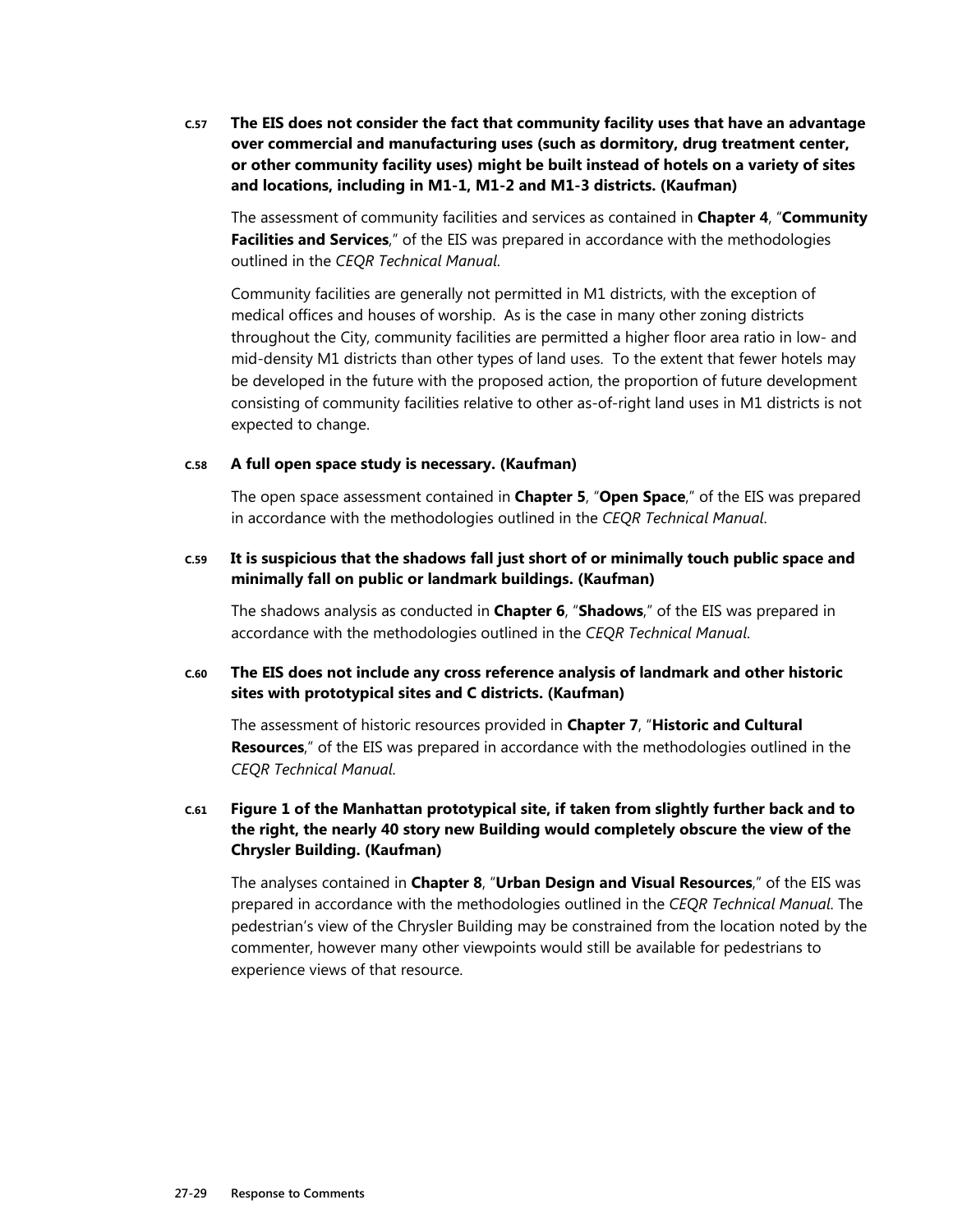**C.57 The EIS does not consider the fact that community facility uses that have an advantage over commercial and manufacturing uses (such as dormitory, drug treatment center, or other community facility uses) might be built instead of hotels on a variety of sites and locations, including in M1-1, M1-2 and M1-3 districts. (Kaufman)**

The assessment of community facilities and services as contained in **Chapter 4**, "**Community Facilities and Services**," of the EIS was prepared in accordance with the methodologies outlined in the *CEQR Technical Manual*.

Community facilities are generally not permitted in M1 districts, with the exception of medical offices and houses of worship. As is the case in many other zoning districts throughout the City, community facilities are permitted a higher floor area ratio in low- and mid-density M1 districts than other types of land uses. To the extent that fewer hotels may be developed in the future with the proposed action, the proportion of future development consisting of community facilities relative to other as-of-right land uses in M1 districts is not expected to change.

**C.58 A full open space study is necessary. (Kaufman)**

The open space assessment contained in **Chapter 5**, "**Open Space**," of the EIS was prepared in accordance with the methodologies outlined in the *CEQR Technical Manual*.

**C.59 It is suspicious that the shadows fall just short of or minimally touch public space and minimally fall on public or landmark buildings. (Kaufman)**

The shadows analysis as conducted in **Chapter 6**, "**Shadows**," of the EIS was prepared in accordance with the methodologies outlined in the *CEQR Technical Manual*.

**C.60 The EIS does not include any cross reference analysis of landmark and other historic sites with prototypical sites and C districts. (Kaufman)**

The assessment of historic resources provided in **Chapter 7**, "**Historic and Cultural Resources**," of the EIS was prepared in accordance with the methodologies outlined in the *CEQR Technical Manual*.

**C.61 Figure 1 of the Manhattan prototypical site, if taken from slightly further back and to the right, the nearly 40 story new Building would completely obscure the view of the Chrysler Building. (Kaufman)**

The analyses contained in **Chapter 8**, "**Urban Design and Visual Resources**," of the EIS was prepared in accordance with the methodologies outlined in the *CEQR Technical Manual*. The pedestrian's view of the Chrysler Building may be constrained from the location noted by the commenter, however many other viewpoints would still be available for pedestrians to experience views of that resource.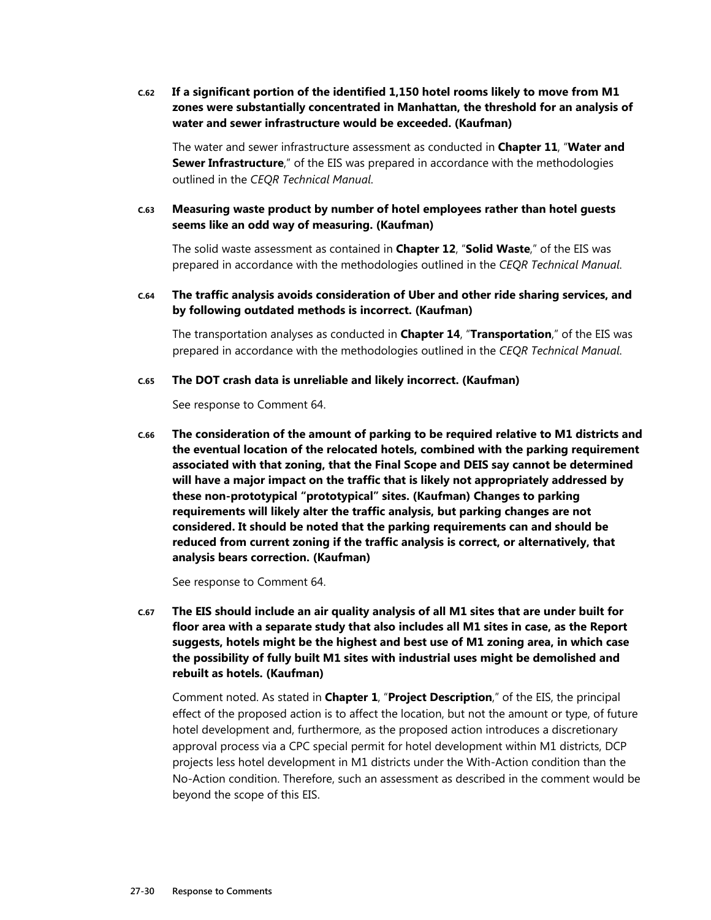**C.62 If a significant portion of the identified 1,150 hotel rooms likely to move from M1 zones were substantially concentrated in Manhattan, the threshold for an analysis of water and sewer infrastructure would be exceeded. (Kaufman)**

The water and sewer infrastructure assessment as conducted in **Chapter 11**, "**Water and Sewer Infrastructure**," of the EIS was prepared in accordance with the methodologies outlined in the *CEQR Technical Manual*.

**C.63 Measuring waste product by number of hotel employees rather than hotel guests seems like an odd way of measuring. (Kaufman)**

The solid waste assessment as contained in **Chapter 12**, "**Solid Waste**," of the EIS was prepared in accordance with the methodologies outlined in the *CEQR Technical Manual*.

**C.64 The traffic analysis avoids consideration of Uber and other ride sharing services, and by following outdated methods is incorrect. (Kaufman)**

The transportation analyses as conducted in **Chapter 14**, "**Transportation**," of the EIS was prepared in accordance with the methodologies outlined in the *CEQR Technical Manual*.

**C.65 The DOT crash data is unreliable and likely incorrect. (Kaufman)**

See response to Comment 64.

**C.66 The consideration of the amount of parking to be required relative to M1 districts and the eventual location of the relocated hotels, combined with the parking requirement associated with that zoning, that the Final Scope and DEIS say cannot be determined will have a major impact on the traffic that is likely not appropriately addressed by these non-prototypical "prototypical" sites. (Kaufman) Changes to parking requirements will likely alter the traffic analysis, but parking changes are not considered. It should be noted that the parking requirements can and should be reduced from current zoning if the traffic analysis is correct, or alternatively, that analysis bears correction. (Kaufman)**

See response to Comment 64.

**C.67 The EIS should include an air quality analysis of all M1 sites that are under built for floor area with a separate study that also includes all M1 sites in case, as the Report suggests, hotels might be the highest and best use of M1 zoning area, in which case the possibility of fully built M1 sites with industrial uses might be demolished and rebuilt as hotels. (Kaufman)**

Comment noted. As stated in **Chapter 1**, "**Project Description**," of the EIS, the principal effect of the proposed action is to affect the location, but not the amount or type, of future hotel development and, furthermore, as the proposed action introduces a discretionary approval process via a CPC special permit for hotel development within M1 districts, DCP projects less hotel development in M1 districts under the With-Action condition than the No-Action condition. Therefore, such an assessment as described in the comment would be beyond the scope of this EIS.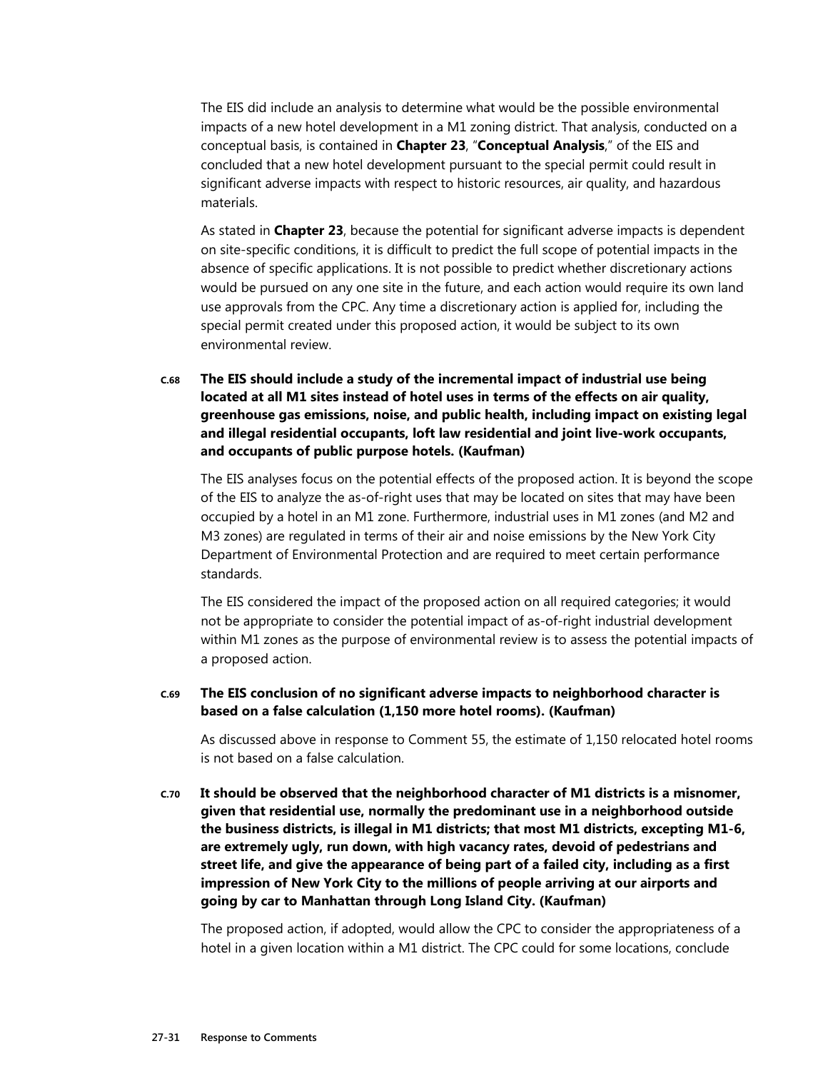The EIS did include an analysis to determine what would be the possible environmental impacts of a new hotel development in a M1 zoning district. That analysis, conducted on a conceptual basis, is contained in **Chapter 23**, "**Conceptual Analysis**," of the EIS and concluded that a new hotel development pursuant to the special permit could result in significant adverse impacts with respect to historic resources, air quality, and hazardous materials.

As stated in **Chapter 23**, because the potential for significant adverse impacts is dependent on site-specific conditions, it is difficult to predict the full scope of potential impacts in the absence of specific applications. It is not possible to predict whether discretionary actions would be pursued on any one site in the future, and each action would require its own land use approvals from the CPC. Any time a discretionary action is applied for, including the special permit created under this proposed action, it would be subject to its own environmental review.

**C.68 The EIS should include a study of the incremental impact of industrial use being located at all M1 sites instead of hotel uses in terms of the effects on air quality, greenhouse gas emissions, noise, and public health, including impact on existing legal and illegal residential occupants, loft law residential and joint live-work occupants, and occupants of public purpose hotels. (Kaufman)**

The EIS analyses focus on the potential effects of the proposed action. It is beyond the scope of the EIS to analyze the as-of-right uses that may be located on sites that may have been occupied by a hotel in an M1 zone. Furthermore, industrial uses in M1 zones (and M2 and M3 zones) are regulated in terms of their air and noise emissions by the New York City Department of Environmental Protection and are required to meet certain performance standards.

The EIS considered the impact of the proposed action on all required categories; it would not be appropriate to consider the potential impact of as-of-right industrial development within M1 zones as the purpose of environmental review is to assess the potential impacts of a proposed action.

**C.69 The EIS conclusion of no significant adverse impacts to neighborhood character is based on a false calculation (1,150 more hotel rooms). (Kaufman)**

As discussed above in response to Comment 55, the estimate of 1,150 relocated hotel rooms is not based on a false calculation.

**C.70 It should be observed that the neighborhood character of M1 districts is a misnomer, given that residential use, normally the predominant use in a neighborhood outside the business districts, is illegal in M1 districts; that most M1 districts, excepting M1-6, are extremely ugly, run down, with high vacancy rates, devoid of pedestrians and street life, and give the appearance of being part of a failed city, including as a first impression of New York City to the millions of people arriving at our airports and going by car to Manhattan through Long Island City. (Kaufman)**

The proposed action, if adopted, would allow the CPC to consider the appropriateness of a hotel in a given location within a M1 district. The CPC could for some locations, conclude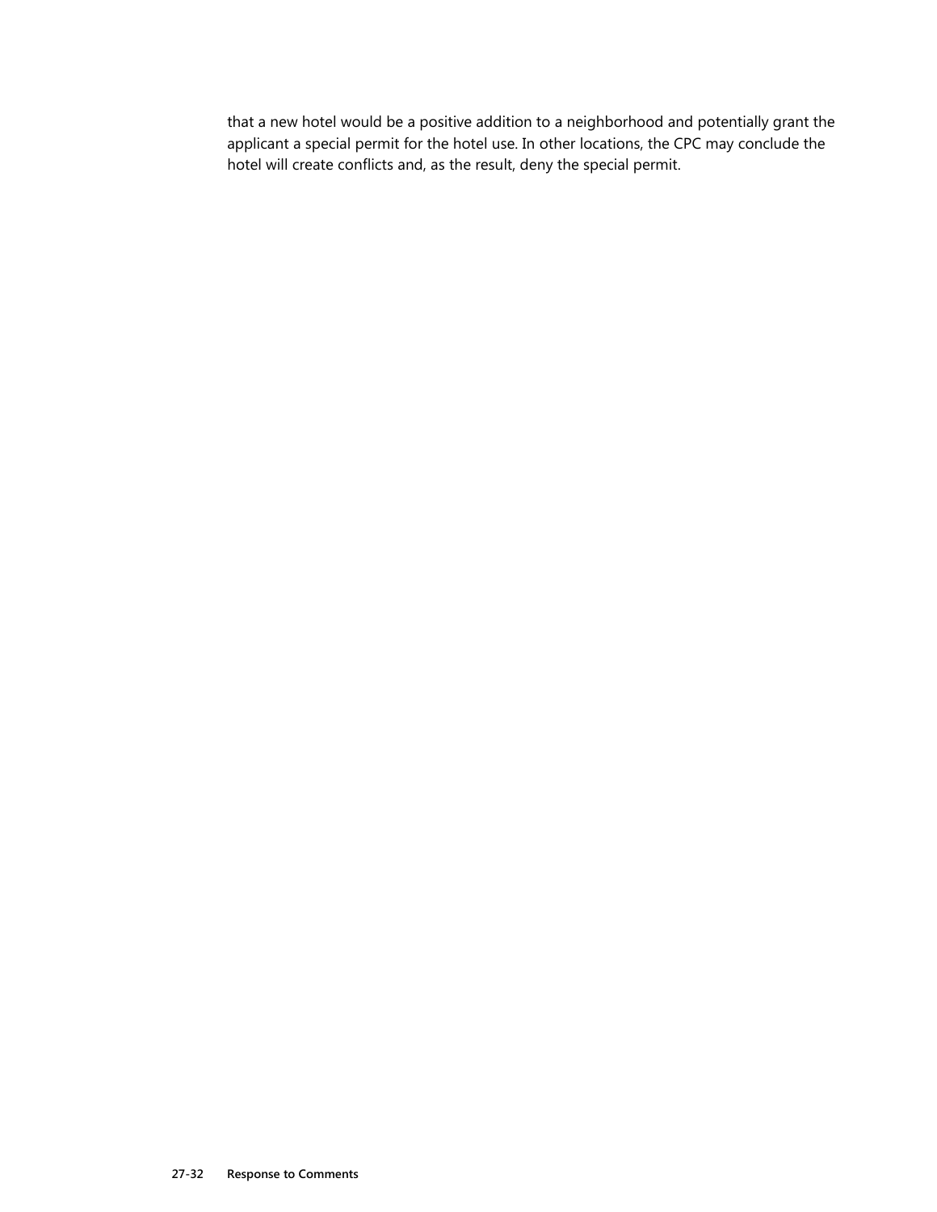that a new hotel would be a positive addition to a neighborhood and potentially grant the applicant a special permit for the hotel use. In other locations, the CPC may conclude the hotel will create conflicts and, as the result, deny the special permit.